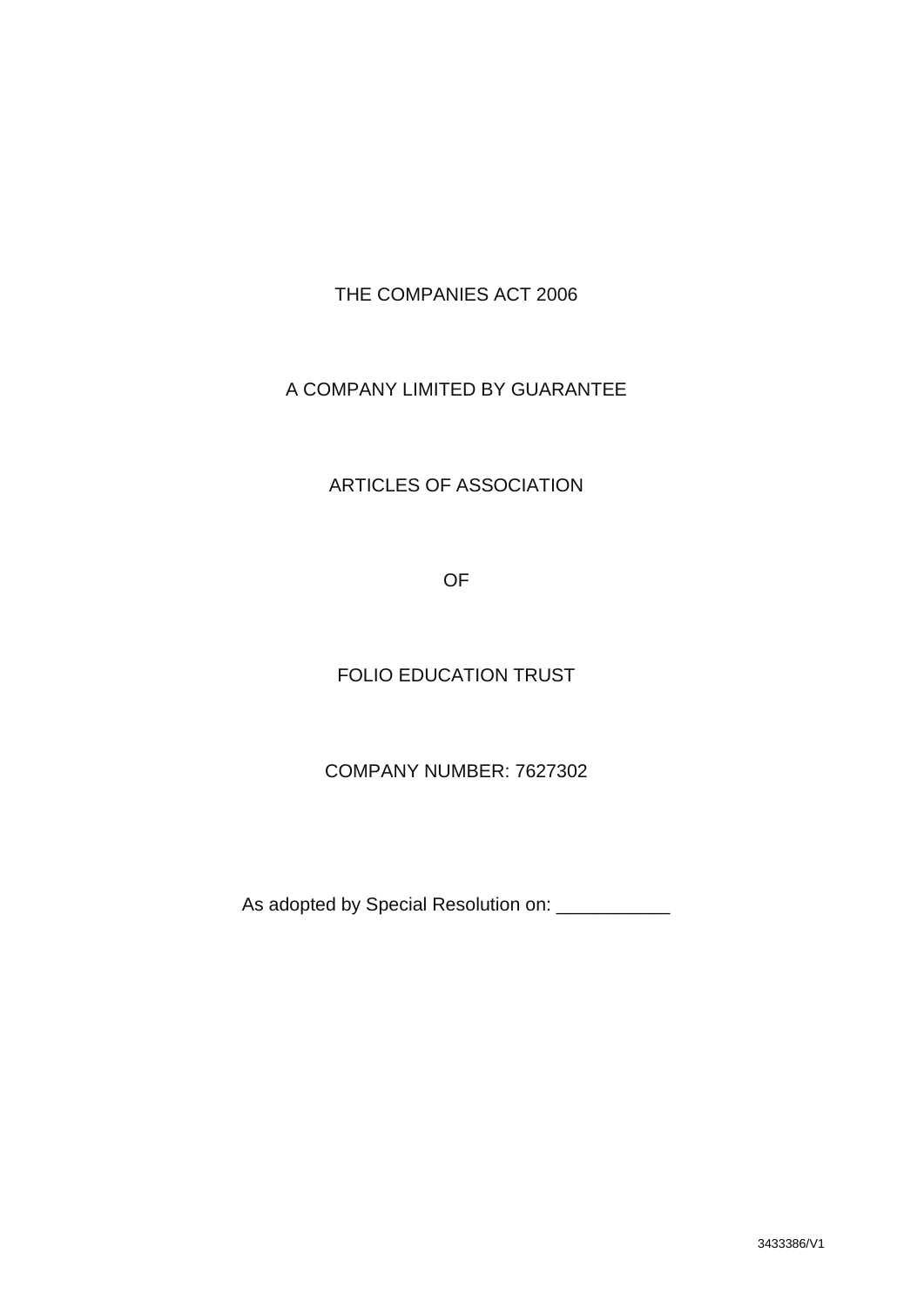THE COMPANIES ACT 2006

A COMPANY LIMITED BY GUARANTEE

ARTICLES OF ASSOCIATION

OF

FOLIO EDUCATION TRUST

COMPANY NUMBER: 7627302

As adopted by Special Resolution on: ___________

3433386/V1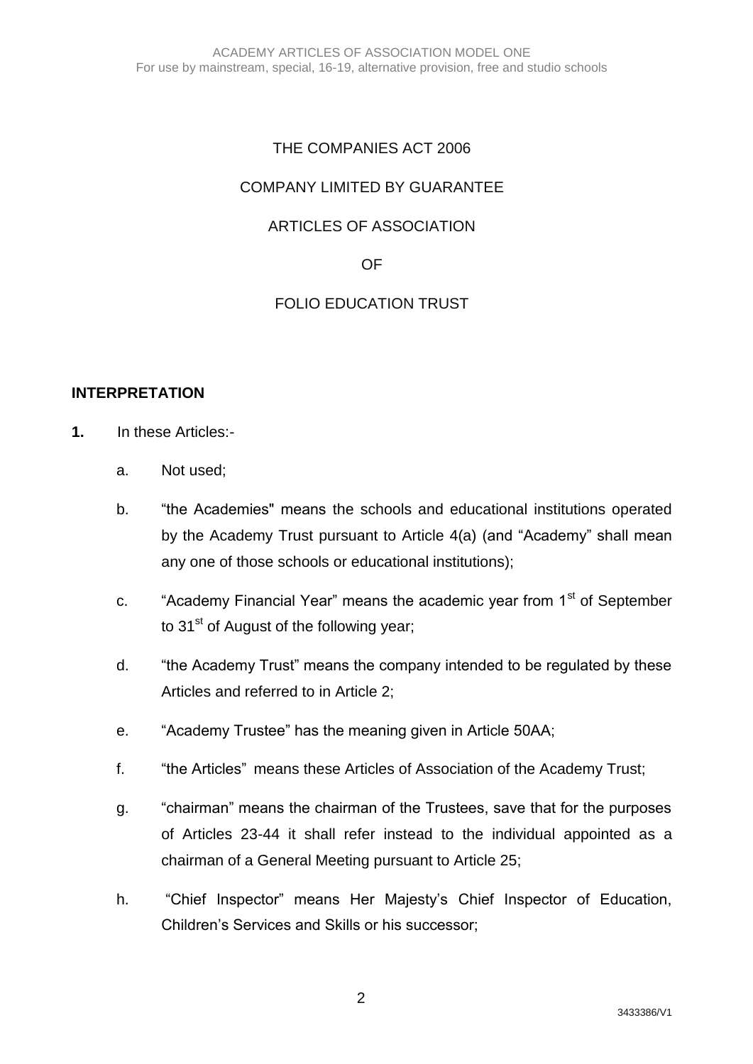THE COMPANIES ACT 2006

COMPANY LIMITED BY GUARANTEE

ARTICLES OF ASSOCIATION

OF

FOLIO EDUCATION TRUST

## INTERPRETATION

**1.** In these Articles:-

a. Not used;

b. "the Academies" means the schools and educational institutions operated by the Academy Trust pursuant to Article 4(a) (and "Academy" shall mean any one of those schools or educational institutions);

c. "Academy Financial Year" means the academic year from 1st of September to 31st of August of the following year;

d. "the Academy Trust" means the company intended to be regulated by these Articles and referred to in Article 2;

e. "Academy Trustee" has the meaning given in Article 50AA;

f. "the Articles" means these Articles of Association of the Academy Trust;

g. "chairman" means the chairman of the Trustees, save that for the purposes of Articles 23-44 it shall refer instead to the individual appointed as a chairman of a General Meeting pursuant to Article 25;

h. "Chief Inspector" means Her Majesty's Chief Inspector of Education, Children's Services and Skills or his successor;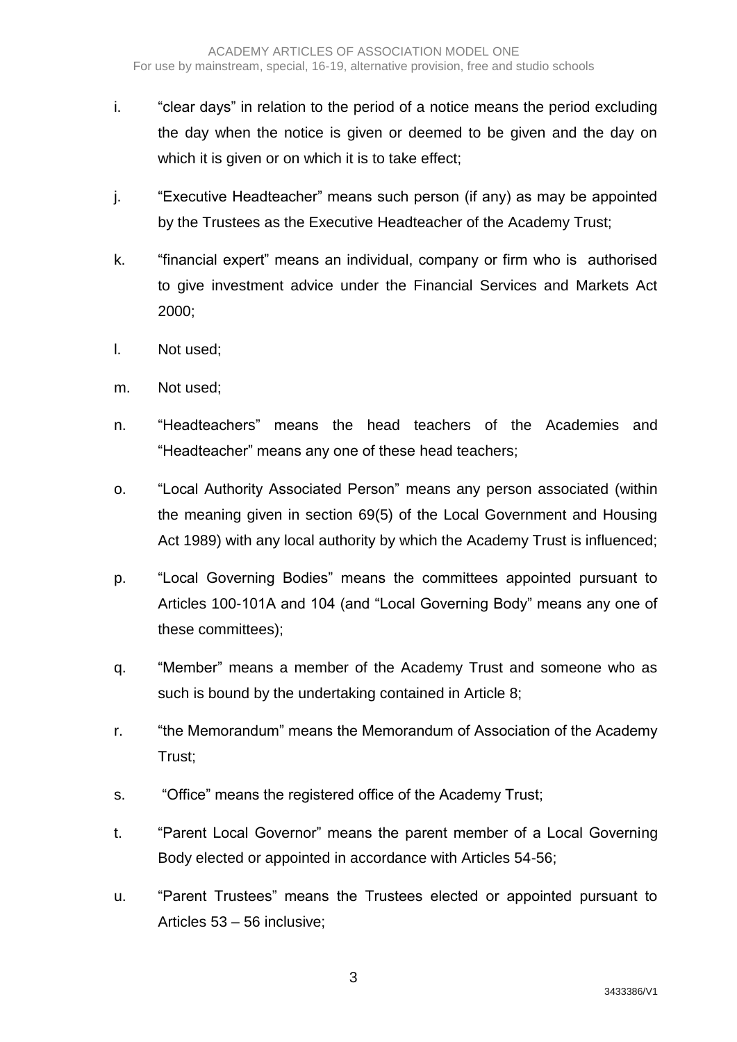i. "clear days" in relation to the period of a notice means the period excluding the day when the notice is given or deemed to be given and the day on which it is given or on which it is to take effect;

j. "Executive Headteacher" means such person (if any) as may be appointed by the Trustees as the Executive Headteacher of the Academy Trust;

k. "financial expert" means an individual, company or firm who is authorised to give investment advice under the Financial Services and Markets Act 2000;

l. Not used;

m. Not used;

n. "Headteachers" means the head teachers of the Academies and "Headteacher" means any one of these head teachers;

o. "Local Authority Associated Person" means any person associated (within the meaning given in section 69(5) of the Local Government and Housing Act 1989) with any local authority by which the Academy Trust is influenced;

p. "Local Governing Bodies" means the committees appointed pursuant to Articles 100-101A and 104 (and "Local Governing Body" means any one of these committees);

q. "Member" means a member of the Academy Trust and someone who as such is bound by the undertaking contained in Article 8;

r. "the Memorandum" means the Memorandum of Association of the Academy Trust;

s. "Office" means the registered office of the Academy Trust;

t. "Parent Local Governor" means the parent member of a Local Governing Body elected or appointed in accordance with Articles 54-56;

u. "Parent Trustees" means the Trustees elected or appointed pursuant to Articles 53 – 56 inclusive;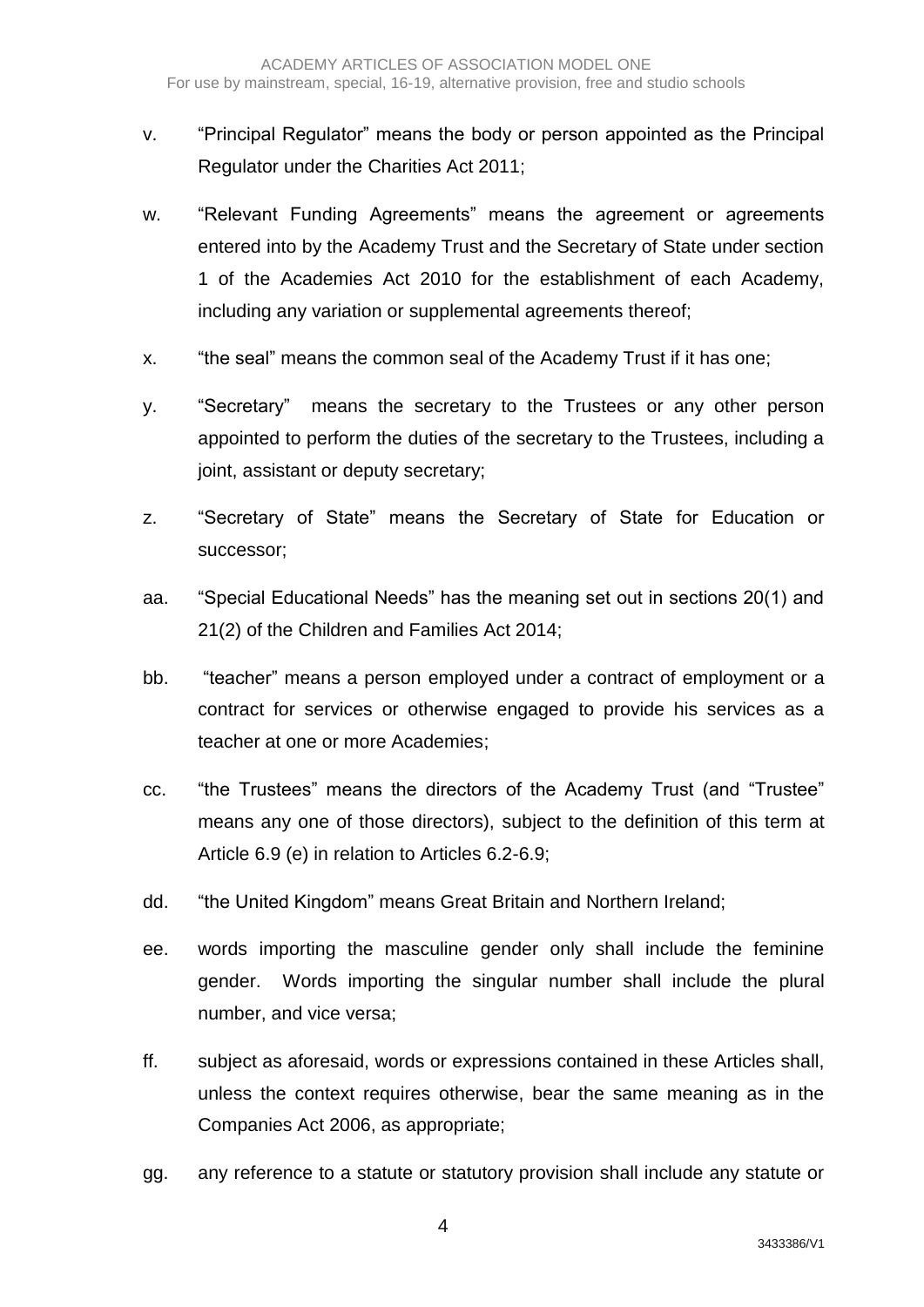v. "Principal Regulator" means the body or person appointed as the Principal Regulator under the Charities Act 2011;

w. "Relevant Funding Agreements" means the agreement or agreements entered into by the Academy Trust and the Secretary of State under section 1 of the Academies Act 2010 for the establishment of each Academy, including any variation or supplemental agreements thereof;

x. "the seal" means the common seal of the Academy Trust if it has one;

y. "Secretary" means the secretary to the Trustees or any other person appointed to perform the duties of the secretary to the Trustees, including a joint, assistant or deputy secretary;

z. "Secretary of State" means the Secretary of State for Education or successor;

aa. "Special Educational Needs" has the meaning set out in sections 20(1) and 21(2) of the Children and Families Act 2014;

bb. "teacher" means a person employed under a contract of employment or a contract for services or otherwise engaged to provide his services as a teacher at one or more Academies;

cc. "the Trustees" means the directors of the Academy Trust (and "Trustee" means any one of those directors), subject to the definition of this term at Article 6.9 (e) in relation to Articles 6.2-6.9;

dd. "the United Kingdom" means Great Britain and Northern Ireland;

ee. words importing the masculine gender only shall include the feminine gender. Words importing the singular number shall include the plural number, and vice versa;

ff. subject as aforesaid, words or expressions contained in these Articles shall, unless the context requires otherwise, bear the same meaning as in the Companies Act 2006, as appropriate;

gg. any reference to a statute or statutory provision shall include any statute or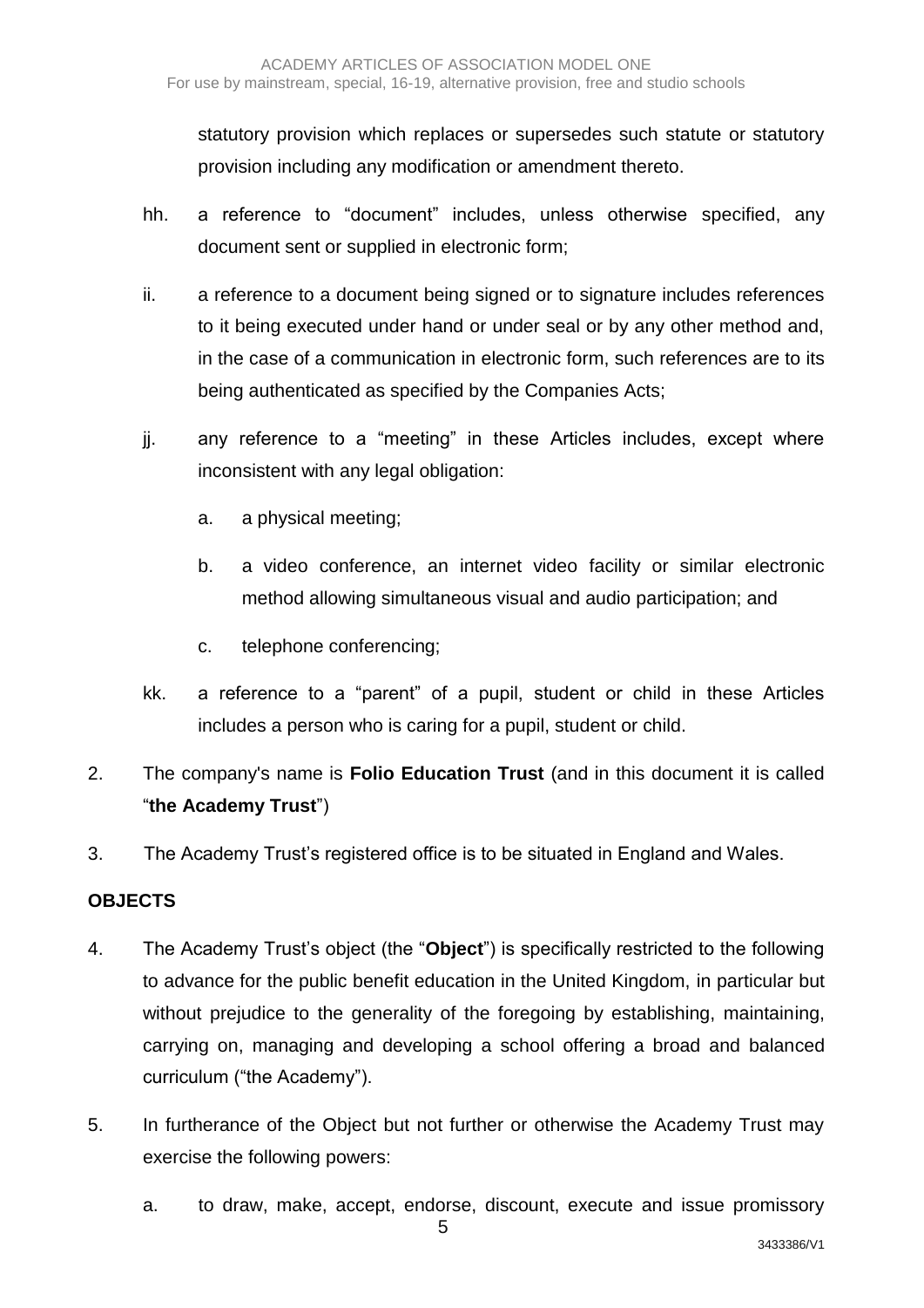statutory provision which replaces or supersedes such statute or statutory provision including any modification or amendment thereto.

hh. a reference to "document" includes, unless otherwise specified, any document sent or supplied in electronic form;

ii. a reference to a document being signed or to signature includes references to it being executed under hand or under seal or by any other method and, in the case of a communication in electronic form, such references are to its being authenticated as specified by the Companies Acts;

jj. any reference to a "meeting" in these Articles includes, except where inconsistent with any legal obligation:

   a. a physical meeting;

   b. a video conference, an internet video facility or similar electronic method allowing simultaneous visual and audio participation; and

   c. telephone conferencing;

kk. a reference to a "parent" of a pupil, student or child in these Articles includes a person who is caring for a pupil, student or child.

2. The company's name is **Folio Education Trust** (and in this document it is called "**the Academy Trust**")

3. The Academy Trust's registered office is to be situated in England and Wales.

**OBJECTS**

4. The Academy Trust's object (the "**Object**") is specifically restricted to the following to advance for the public benefit education in the United Kingdom, in particular but without prejudice to the generality of the foregoing by establishing, maintaining, carrying on, managing and developing a school offering a broad and balanced curriculum ("the Academy").

5. In furtherance of the Object but not further or otherwise the Academy Trust may exercise the following powers:

   a. to draw, make, accept, endorse, discount, execute and issue promissory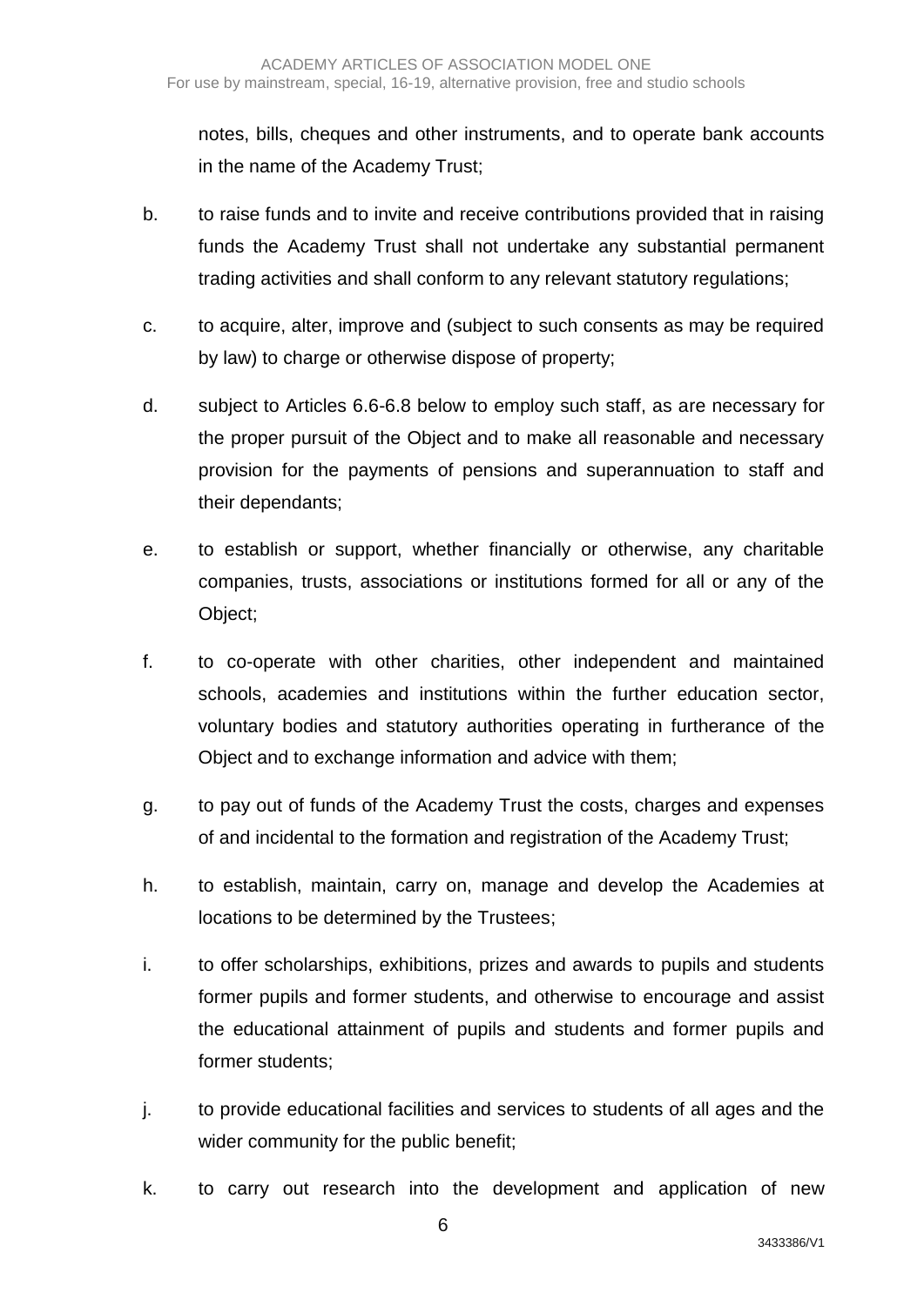notes, bills, cheques and other instruments, and to operate bank accounts in the name of the Academy Trust;

b. to raise funds and to invite and receive contributions provided that in raising funds the Academy Trust shall not undertake any substantial permanent trading activities and shall conform to any relevant statutory regulations;

c. to acquire, alter, improve and (subject to such consents as may be required by law) to charge or otherwise dispose of property;

d. subject to Articles 6.6-6.8 below to employ such staff, as are necessary for the proper pursuit of the Object and to make all reasonable and necessary provision for the payments of pensions and superannuation to staff and their dependants;

e. to establish or support, whether financially or otherwise, any charitable companies, trusts, associations or institutions formed for all or any of the Object;

f. to co-operate with other charities, other independent and maintained schools, academies and institutions within the further education sector, voluntary bodies and statutory authorities operating in furtherance of the Object and to exchange information and advice with them;

g. to pay out of funds of the Academy Trust the costs, charges and expenses of and incidental to the formation and registration of the Academy Trust;

h. to establish, maintain, carry on, manage and develop the Academies at locations to be determined by the Trustees;

i. to offer scholarships, exhibitions, prizes and awards to pupils and students former pupils and former students, and otherwise to encourage and assist the educational attainment of pupils and students and former pupils and former students;

j. to provide educational facilities and services to students of all ages and the wider community for the public benefit;

k. to carry out research into the development and application of new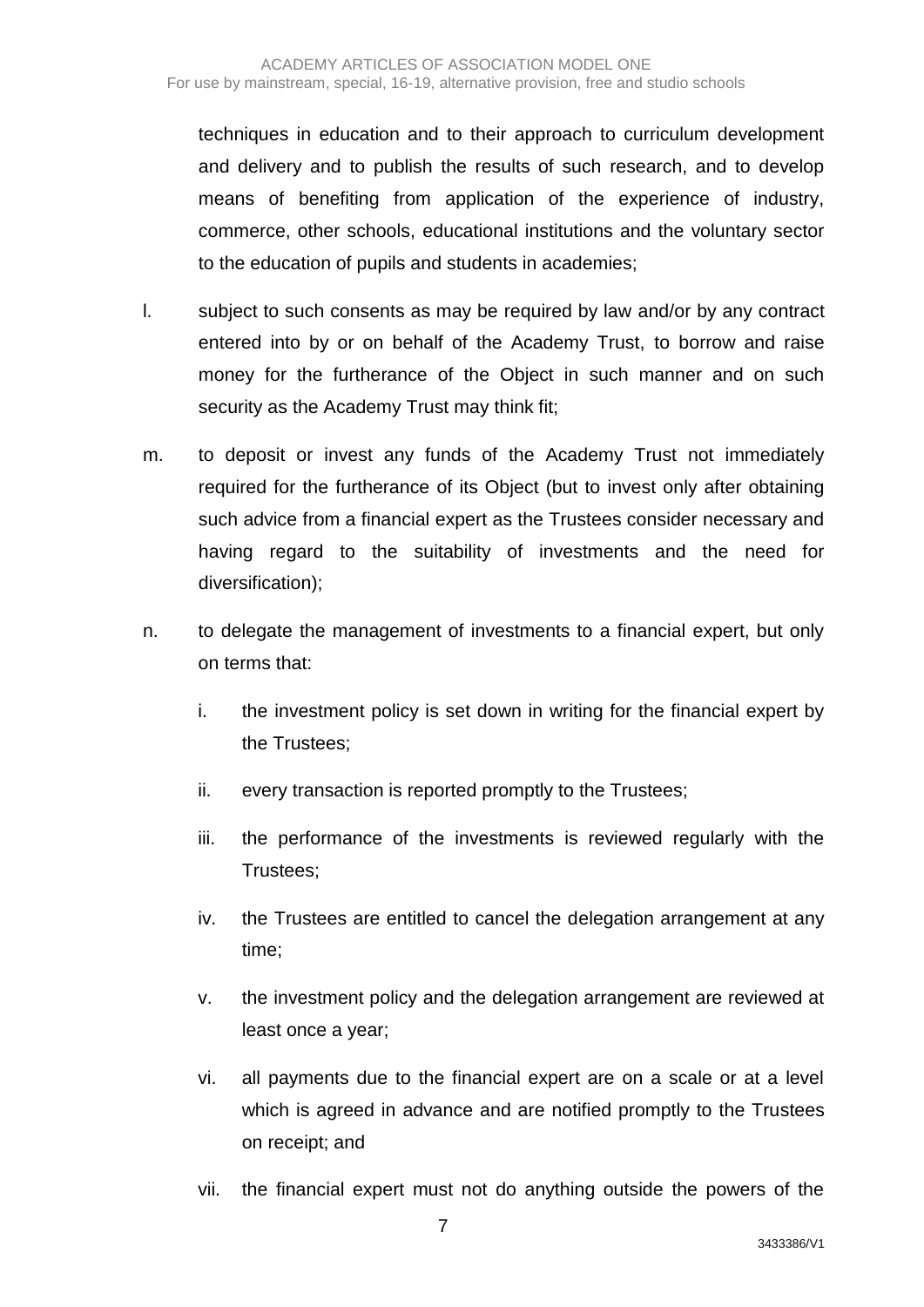techniques in education and to their approach to curriculum development and delivery and to publish the results of such research, and to develop means of benefiting from application of the experience of industry, commerce, other schools, educational institutions and the voluntary sector to the education of pupils and students in academies;

l. subject to such consents as may be required by law and/or by any contract entered into by or on behalf of the Academy Trust, to borrow and raise money for the furtherance of the Object in such manner and on such security as the Academy Trust may think fit;

m. to deposit or invest any funds of the Academy Trust not immediately required for the furtherance of its Object (but to invest only after obtaining such advice from a financial expert as the Trustees consider necessary and having regard to the suitability of investments and the need for diversification);

n. to delegate the management of investments to a financial expert, but only on terms that:

   i. the investment policy is set down in writing for the financial expert by the Trustees;

   ii. every transaction is reported promptly to the Trustees;

   iii. the performance of the investments is reviewed regularly with the Trustees;

   iv. the Trustees are entitled to cancel the delegation arrangement at any time;

   v. the investment policy and the delegation arrangement are reviewed at least once a year;

   vi. all payments due to the financial expert are on a scale or at a level which is agreed in advance and are notified promptly to the Trustees on receipt; and

   vii. the financial expert must not do anything outside the powers of the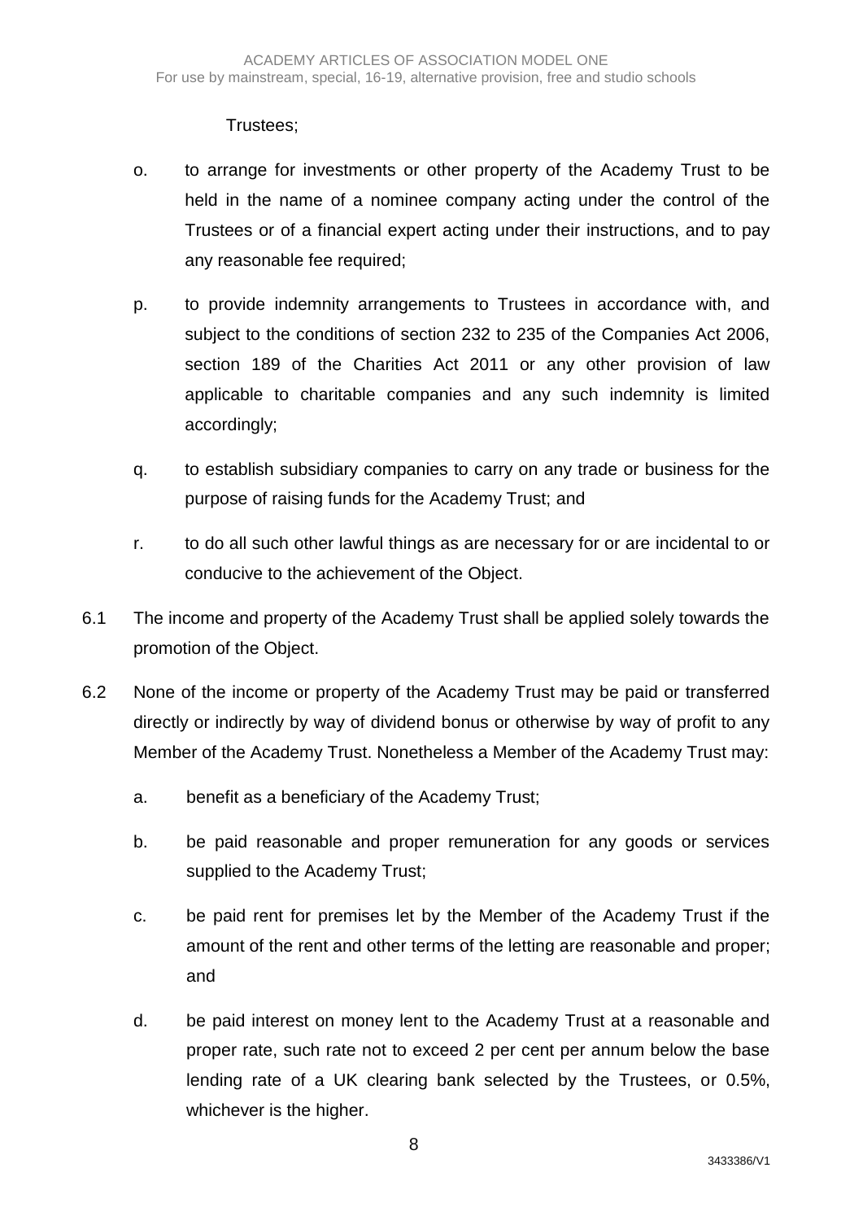Trustees;

o. to arrange for investments or other property of the Academy Trust to be held in the name of a nominee company acting under the control of the Trustees or of a financial expert acting under their instructions, and to pay any reasonable fee required;

p. to provide indemnity arrangements to Trustees in accordance with, and subject to the conditions of section 232 to 235 of the Companies Act 2006, section 189 of the Charities Act 2011 or any other provision of law applicable to charitable companies and any such indemnity is limited accordingly;

q. to establish subsidiary companies to carry on any trade or business for the purpose of raising funds for the Academy Trust; and

r. to do all such other lawful things as are necessary for or are incidental to or conducive to the achievement of the Object.

6.1 The income and property of the Academy Trust shall be applied solely towards the promotion of the Object.

6.2 None of the income or property of the Academy Trust may be paid or transferred directly or indirectly by way of dividend bonus or otherwise by way of profit to any Member of the Academy Trust. Nonetheless a Member of the Academy Trust may:

a. benefit as a beneficiary of the Academy Trust;

b. be paid reasonable and proper remuneration for any goods or services supplied to the Academy Trust;

c. be paid rent for premises let by the Member of the Academy Trust if the amount of the rent and other terms of the letting are reasonable and proper; and

d. be paid interest on money lent to the Academy Trust at a reasonable and proper rate, such rate not to exceed 2 per cent per annum below the base lending rate of a UK clearing bank selected by the Trustees, or 0.5%, whichever is the higher.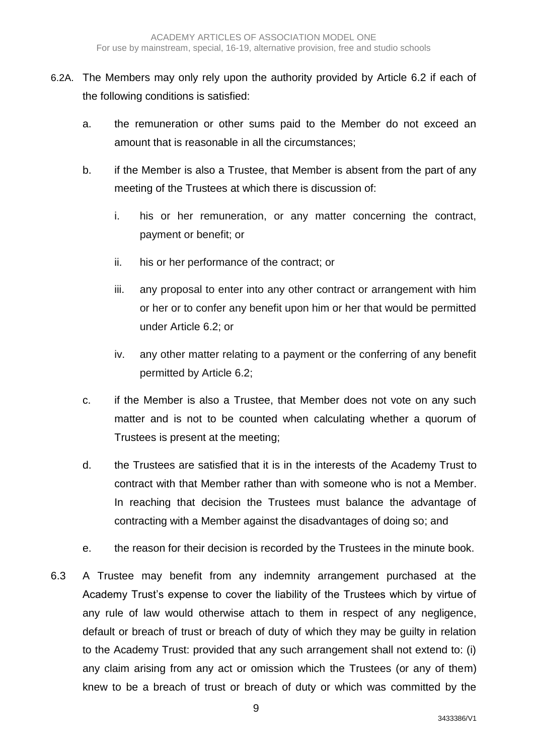6.2A. The Members may only rely upon the authority provided by Article 6.2 if each of the following conditions is satisfied:

   a. the remuneration or other sums paid to the Member do not exceed an amount that is reasonable in all the circumstances;

   b. if the Member is also a Trustee, that Member is absent from the part of any meeting of the Trustees at which there is discussion of:

      i. his or her remuneration, or any matter concerning the contract, payment or benefit; or

      ii. his or her performance of the contract; or

      iii. any proposal to enter into any other contract or arrangement with him or her or to confer any benefit upon him or her that would be permitted under Article 6.2; or

      iv. any other matter relating to a payment or the conferring of any benefit permitted by Article 6.2;

   c. if the Member is also a Trustee, that Member does not vote on any such matter and is not to be counted when calculating whether a quorum of Trustees is present at the meeting;

   d. the Trustees are satisfied that it is in the interests of the Academy Trust to contract with that Member rather than with someone who is not a Member. In reaching that decision the Trustees must balance the advantage of contracting with a Member against the disadvantages of doing so; and

   e. the reason for their decision is recorded by the Trustees in the minute book.

6.3 A Trustee may benefit from any indemnity arrangement purchased at the Academy Trust's expense to cover the liability of the Trustees which by virtue of any rule of law would otherwise attach to them in respect of any negligence, default or breach of trust or breach of duty of which they may be guilty in relation to the Academy Trust: provided that any such arrangement shall not extend to: (i) any claim arising from any act or omission which the Trustees (or any of them) knew to be a breach of trust or breach of duty or which was committed by the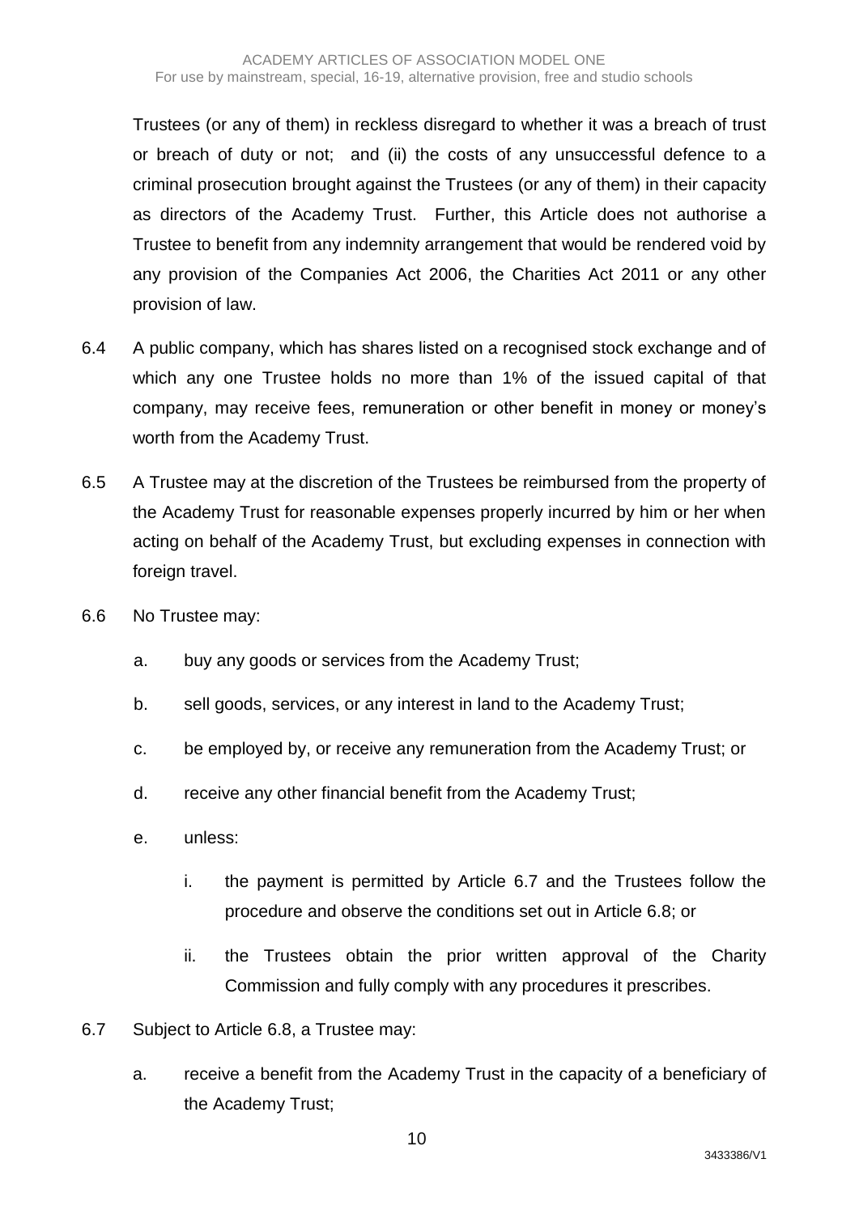Trustees (or any of them) in reckless disregard to whether it was a breach of trust or breach of duty or not; and (ii) the costs of any unsuccessful defence to a criminal prosecution brought against the Trustees (or any of them) in their capacity as directors of the Academy Trust. Further, this Article does not authorise a Trustee to benefit from any indemnity arrangement that would be rendered void by any provision of the Companies Act 2006, the Charities Act 2011 or any other provision of law.

6.4 A public company, which has shares listed on a recognised stock exchange and of which any one Trustee holds no more than 1% of the issued capital of that company, may receive fees, remuneration or other benefit in money or money's worth from the Academy Trust.

6.5 A Trustee may at the discretion of the Trustees be reimbursed from the property of the Academy Trust for reasonable expenses properly incurred by him or her when acting on behalf of the Academy Trust, but excluding expenses in connection with foreign travel.

6.6 No Trustee may:

a. buy any goods or services from the Academy Trust;

b. sell goods, services, or any interest in land to the Academy Trust;

c. be employed by, or receive any remuneration from the Academy Trust; or

d. receive any other financial benefit from the Academy Trust;

e. unless:

i. the payment is permitted by Article 6.7 and the Trustees follow the procedure and observe the conditions set out in Article 6.8; or

ii. the Trustees obtain the prior written approval of the Charity Commission and fully comply with any procedures it prescribes.

6.7 Subject to Article 6.8, a Trustee may:

a. receive a benefit from the Academy Trust in the capacity of a beneficiary of the Academy Trust;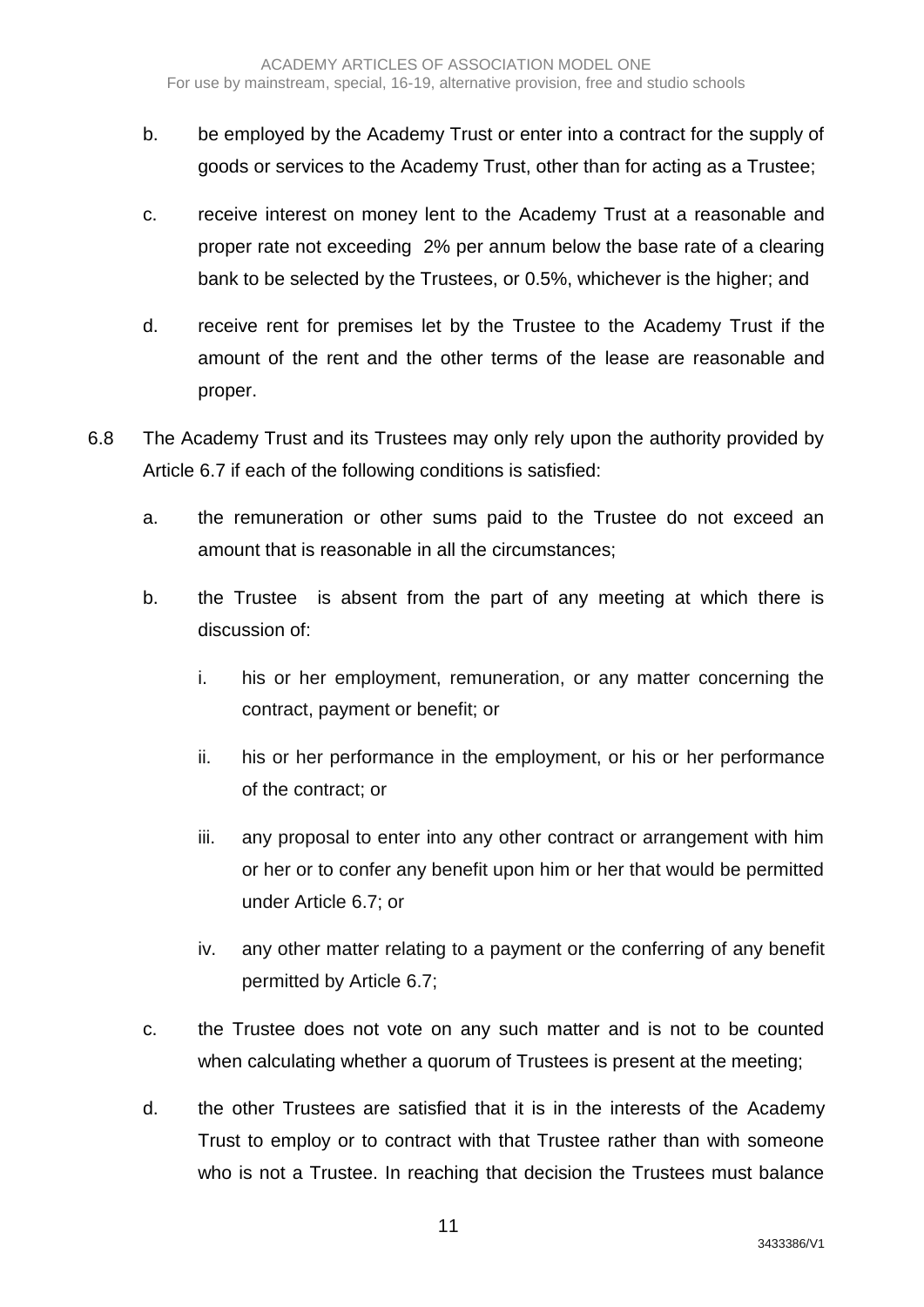b. be employed by the Academy Trust or enter into a contract for the supply of goods or services to the Academy Trust, other than for acting as a Trustee;

c. receive interest on money lent to the Academy Trust at a reasonable and proper rate not exceeding 2% per annum below the base rate of a clearing bank to be selected by the Trustees, or 0.5%, whichever is the higher; and

d. receive rent for premises let by the Trustee to the Academy Trust if the amount of the rent and the other terms of the lease are reasonable and proper.

6.8 The Academy Trust and its Trustees may only rely upon the authority provided by Article 6.7 if each of the following conditions is satisfied:

a. the remuneration or other sums paid to the Trustee do not exceed an amount that is reasonable in all the circumstances;

b. the Trustee is absent from the part of any meeting at which there is discussion of:

   i. his or her employment, remuneration, or any matter concerning the contract, payment or benefit; or

   ii. his or her performance in the employment, or his or her performance of the contract; or

   iii. any proposal to enter into any other contract or arrangement with him or her or to confer any benefit upon him or her that would be permitted under Article 6.7; or

   iv. any other matter relating to a payment or the conferring of any benefit permitted by Article 6.7;

c. the Trustee does not vote on any such matter and is not to be counted when calculating whether a quorum of Trustees is present at the meeting;

d. the other Trustees are satisfied that it is in the interests of the Academy Trust to employ or to contract with that Trustee rather than with someone who is not a Trustee. In reaching that decision the Trustees must balance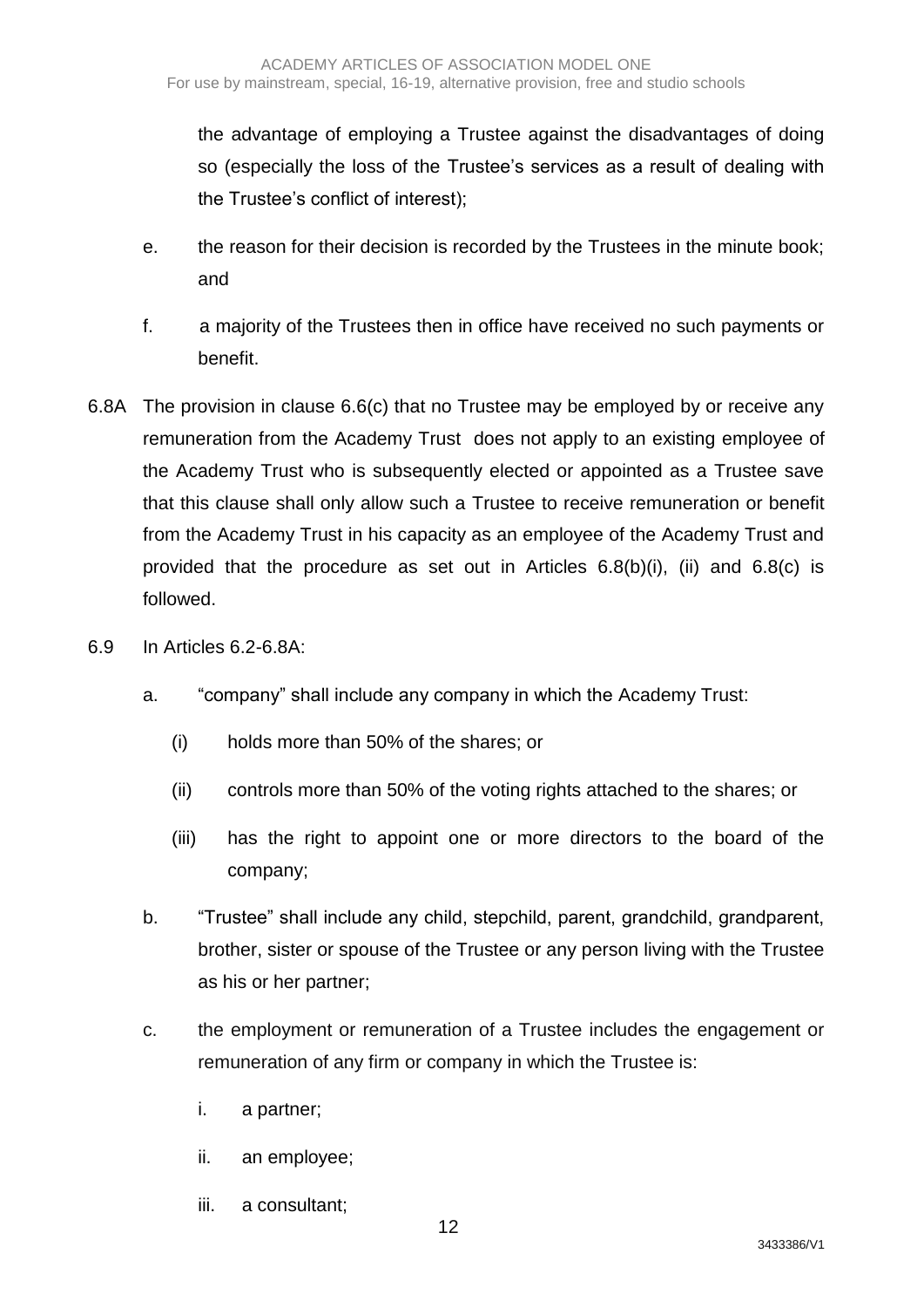the advantage of employing a Trustee against the disadvantages of doing so (especially the loss of the Trustee's services as a result of dealing with the Trustee's conflict of interest);

e. the reason for their decision is recorded by the Trustees in the minute book; and

f. a majority of the Trustees then in office have received no such payments or benefit.

6.8A The provision in clause 6.6(c) that no Trustee may be employed by or receive any remuneration from the Academy Trust does not apply to an existing employee of the Academy Trust who is subsequently elected or appointed as a Trustee save that this clause shall only allow such a Trustee to receive remuneration or benefit from the Academy Trust in his capacity as an employee of the Academy Trust and provided that the procedure as set out in Articles 6.8(b)(i), (ii) and 6.8(c) is followed.

6.9 In Articles 6.2-6.8A:

a. "company" shall include any company in which the Academy Trust:

   (i) holds more than 50% of the shares; or

   (ii) controls more than 50% of the voting rights attached to the shares; or

   (iii) has the right to appoint one or more directors to the board of the company;

b. "Trustee" shall include any child, stepchild, parent, grandchild, grandparent, brother, sister or spouse of the Trustee or any person living with the Trustee as his or her partner;

c. the employment or remuneration of a Trustee includes the engagement or remuneration of any firm or company in which the Trustee is:

   i. a partner;

   ii. an employee;

   iii. a consultant;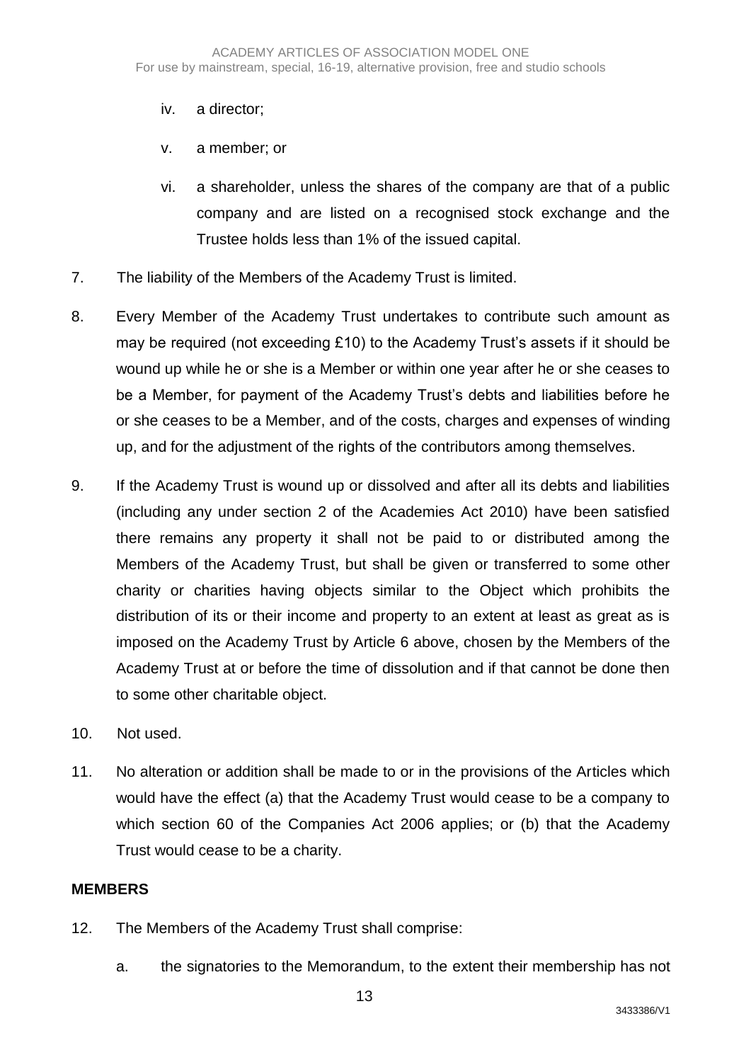iv. a director;

   v. a member; or

   vi. a shareholder, unless the shares of the company are that of a public company and are listed on a recognised stock exchange and the Trustee holds less than 1% of the issued capital.

7. The liability of the Members of the Academy Trust is limited.

8. Every Member of the Academy Trust undertakes to contribute such amount as may be required (not exceeding £10) to the Academy Trust's assets if it should be wound up while he or she is a Member or within one year after he or she ceases to be a Member, for payment of the Academy Trust's debts and liabilities before he or she ceases to be a Member, and of the costs, charges and expenses of winding up, and for the adjustment of the rights of the contributors among themselves.

9. If the Academy Trust is wound up or dissolved and after all its debts and liabilities (including any under section 2 of the Academies Act 2010) have been satisfied there remains any property it shall not be paid to or distributed among the Members of the Academy Trust, but shall be given or transferred to some other charity or charities having objects similar to the Object which prohibits the distribution of its or their income and property to an extent at least as great as is imposed on the Academy Trust by Article 6 above, chosen by the Members of the Academy Trust at or before the time of dissolution and if that cannot be done then to some other charitable object.

10. Not used.

11. No alteration or addition shall be made to or in the provisions of the Articles which would have the effect (a) that the Academy Trust would cease to be a company to which section 60 of the Companies Act 2006 applies; or (b) that the Academy Trust would cease to be a charity.

**MEMBERS**

12. The Members of the Academy Trust shall comprise:

   a. the signatories to the Memorandum, to the extent their membership has not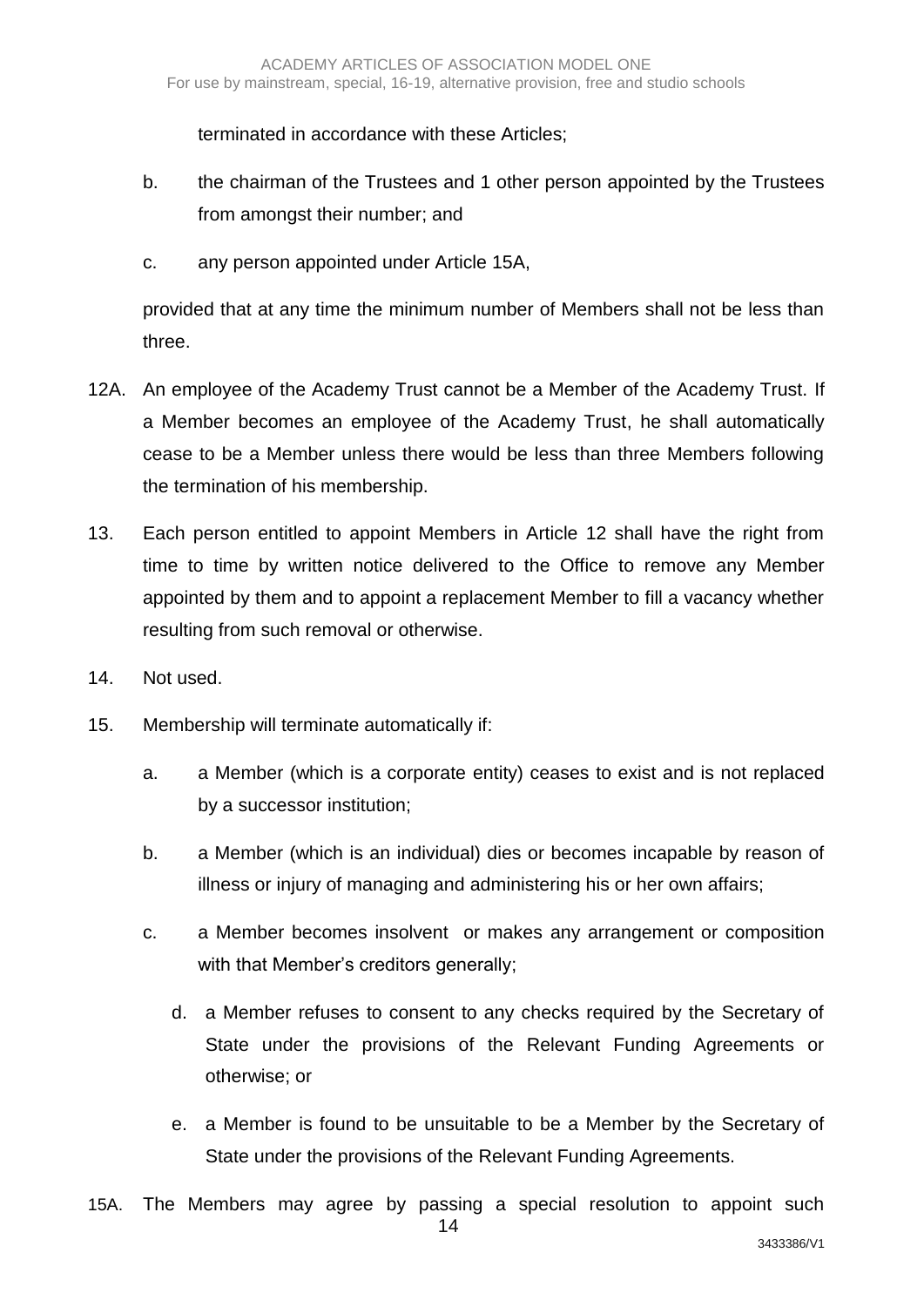terminated in accordance with these Articles;

b. the chairman of the Trustees and 1 other person appointed by the Trustees from amongst their number; and

c. any person appointed under Article 15A,

provided that at any time the minimum number of Members shall not be less than three.

12A. An employee of the Academy Trust cannot be a Member of the Academy Trust. If a Member becomes an employee of the Academy Trust, he shall automatically cease to be a Member unless there would be less than three Members following the termination of his membership.

13. Each person entitled to appoint Members in Article 12 shall have the right from time to time by written notice delivered to the Office to remove any Member appointed by them and to appoint a replacement Member to fill a vacancy whether resulting from such removal or otherwise.

14. Not used.

15. Membership will terminate automatically if:

a. a Member (which is a corporate entity) ceases to exist and is not replaced by a successor institution;

b. a Member (which is an individual) dies or becomes incapable by reason of illness or injury of managing and administering his or her own affairs;

c. a Member becomes insolvent or makes any arrangement or composition with that Member's creditors generally;

d. a Member refuses to consent to any checks required by the Secretary of State under the provisions of the Relevant Funding Agreements or otherwise; or

e. a Member is found to be unsuitable to be a Member by the Secretary of State under the provisions of the Relevant Funding Agreements.

15A. The Members may agree by passing a special resolution to appoint such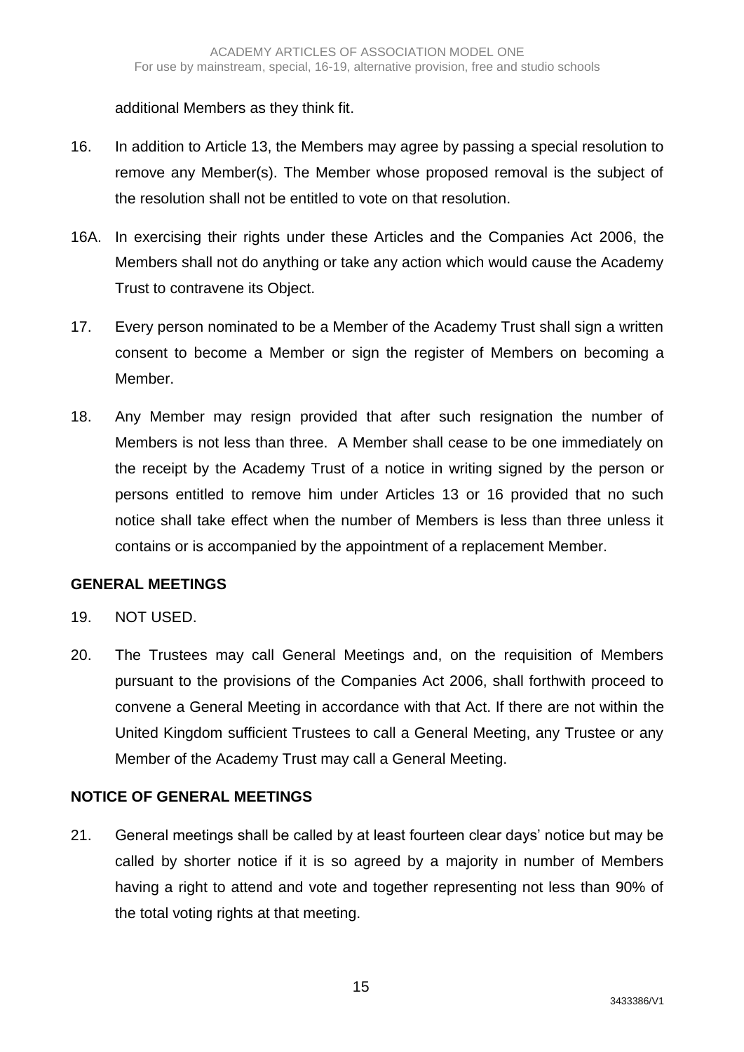additional Members as they think fit.

16. In addition to Article 13, the Members may agree by passing a special resolution to remove any Member(s). The Member whose proposed removal is the subject of the resolution shall not be entitled to vote on that resolution.

16A. In exercising their rights under these Articles and the Companies Act 2006, the Members shall not do anything or take any action which would cause the Academy Trust to contravene its Object.

17. Every person nominated to be a Member of the Academy Trust shall sign a written consent to become a Member or sign the register of Members on becoming a Member.

18. Any Member may resign provided that after such resignation the number of Members is not less than three. A Member shall cease to be one immediately on the receipt by the Academy Trust of a notice in writing signed by the person or persons entitled to remove him under Articles 13 or 16 provided that no such notice shall take effect when the number of Members is less than three unless it contains or is accompanied by the appointment of a replacement Member.

**GENERAL MEETINGS**

19. NOT USED.

20. The Trustees may call General Meetings and, on the requisition of Members pursuant to the provisions of the Companies Act 2006, shall forthwith proceed to convene a General Meeting in accordance with that Act. If there are not within the United Kingdom sufficient Trustees to call a General Meeting, any Trustee or any Member of the Academy Trust may call a General Meeting.

**NOTICE OF GENERAL MEETINGS**

21. General meetings shall be called by at least fourteen clear days' notice but may be called by shorter notice if it is so agreed by a majority in number of Members having a right to attend and vote and together representing not less than 90% of the total voting rights at that meeting.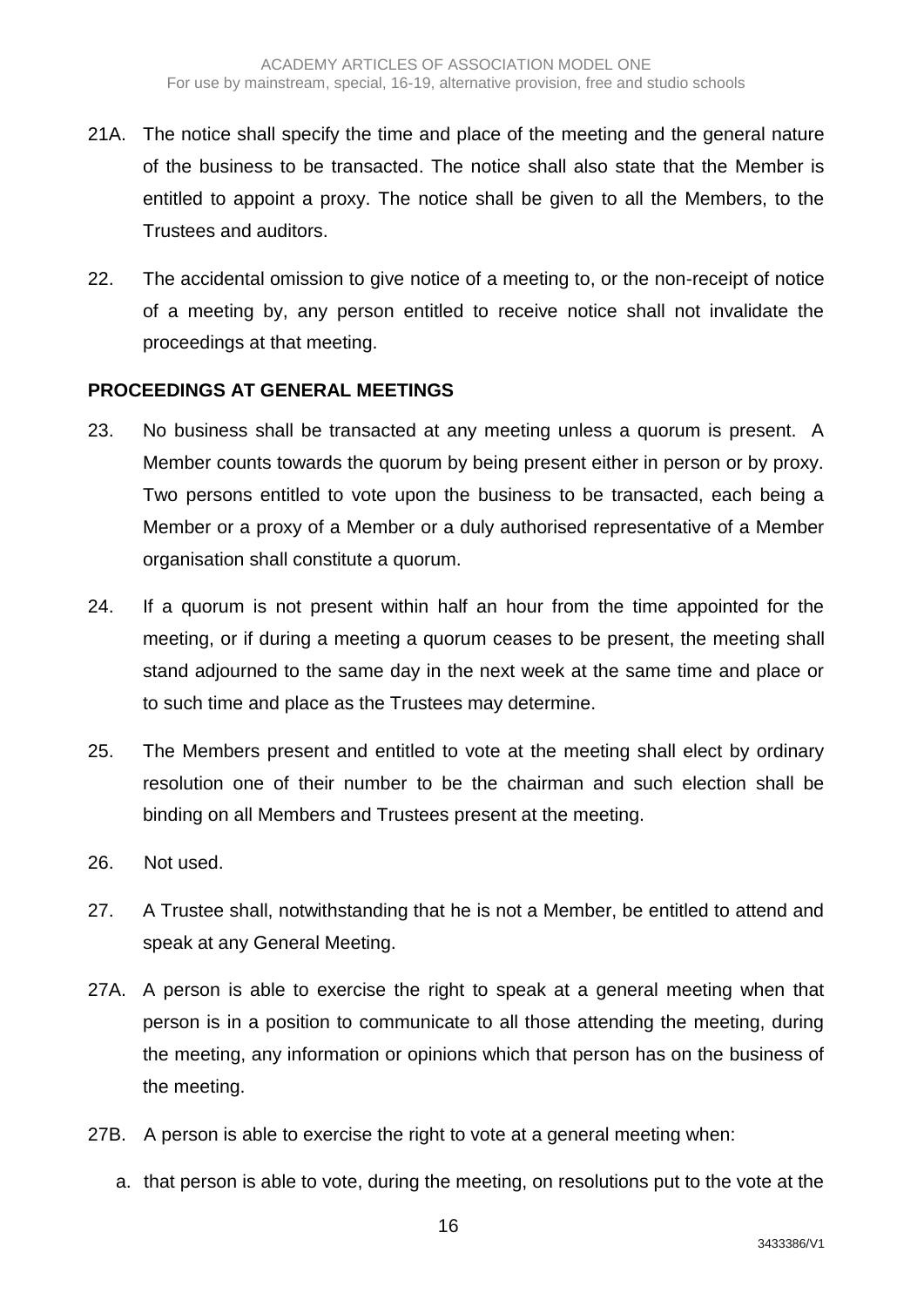21A. The notice shall specify the time and place of the meeting and the general nature of the business to be transacted. The notice shall also state that the Member is entitled to appoint a proxy. The notice shall be given to all the Members, to the Trustees and auditors.

22. The accidental omission to give notice of a meeting to, or the non-receipt of notice of a meeting by, any person entitled to receive notice shall not invalidate the proceedings at that meeting.

**PROCEEDINGS AT GENERAL MEETINGS**

23. No business shall be transacted at any meeting unless a quorum is present. A Member counts towards the quorum by being present either in person or by proxy. Two persons entitled to vote upon the business to be transacted, each being a Member or a proxy of a Member or a duly authorised representative of a Member organisation shall constitute a quorum.

24. If a quorum is not present within half an hour from the time appointed for the meeting, or if during a meeting a quorum ceases to be present, the meeting shall stand adjourned to the same day in the next week at the same time and place or to such time and place as the Trustees may determine.

25. The Members present and entitled to vote at the meeting shall elect by ordinary resolution one of their number to be the chairman and such election shall be binding on all Members and Trustees present at the meeting.

26. Not used.

27. A Trustee shall, notwithstanding that he is not a Member, be entitled to attend and speak at any General Meeting.

27A. A person is able to exercise the right to speak at a general meeting when that person is in a position to communicate to all those attending the meeting, during the meeting, any information or opinions which that person has on the business of the meeting.

27B. A person is able to exercise the right to vote at a general meeting when:

a. that person is able to vote, during the meeting, on resolutions put to the vote at the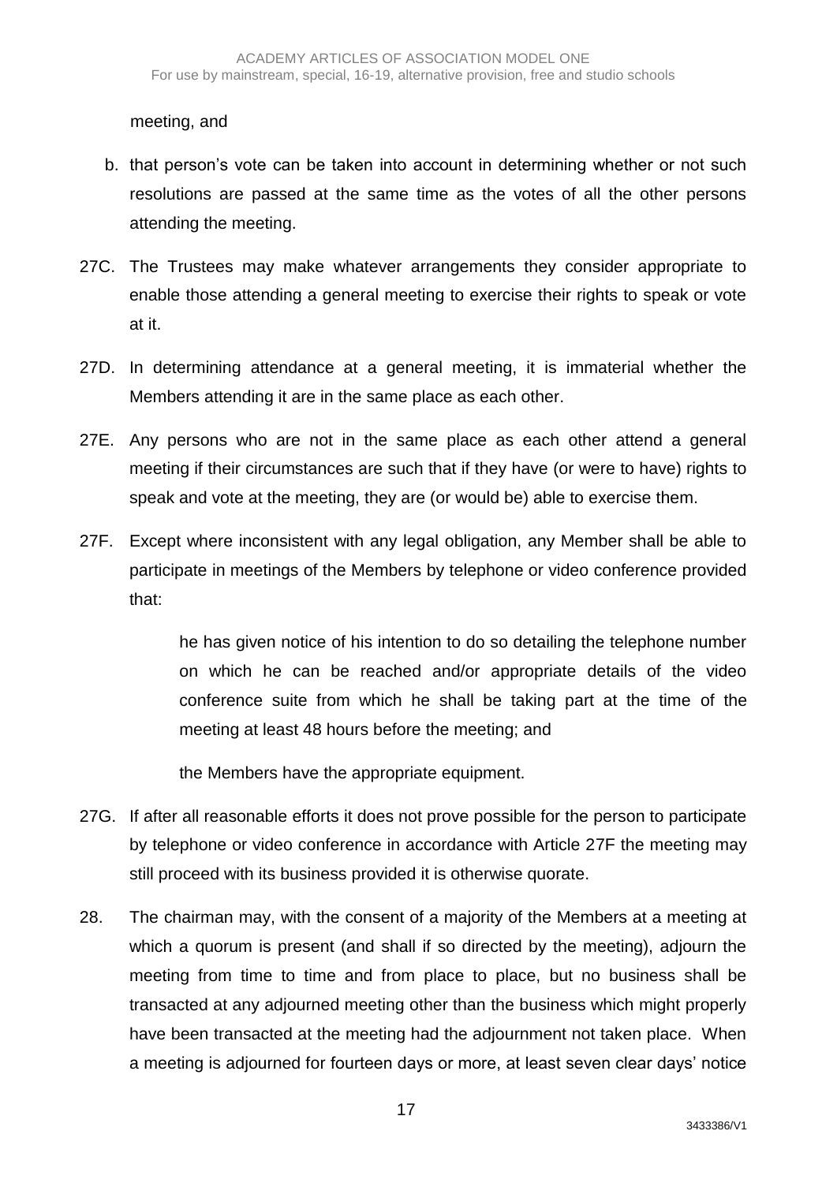meeting, and

b. that person's vote can be taken into account in determining whether or not such resolutions are passed at the same time as the votes of all the other persons attending the meeting.

27C. The Trustees may make whatever arrangements they consider appropriate to enable those attending a general meeting to exercise their rights to speak or vote at it.

27D. In determining attendance at a general meeting, it is immaterial whether the Members attending it are in the same place as each other.

27E. Any persons who are not in the same place as each other attend a general meeting if their circumstances are such that if they have (or were to have) rights to speak and vote at the meeting, they are (or would be) able to exercise them.

27F. Except where inconsistent with any legal obligation, any Member shall be able to participate in meetings of the Members by telephone or video conference provided that:

he has given notice of his intention to do so detailing the telephone number on which he can be reached and/or appropriate details of the video conference suite from which he shall be taking part at the time of the meeting at least 48 hours before the meeting; and

the Members have the appropriate equipment.

27G. If after all reasonable efforts it does not prove possible for the person to participate by telephone or video conference in accordance with Article 27F the meeting may still proceed with its business provided it is otherwise quorate.

28. The chairman may, with the consent of a majority of the Members at a meeting at which a quorum is present (and shall if so directed by the meeting), adjourn the meeting from time to time and from place to place, but no business shall be transacted at any adjourned meeting other than the business which might properly have been transacted at the meeting had the adjournment not taken place. When a meeting is adjourned for fourteen days or more, at least seven clear days' notice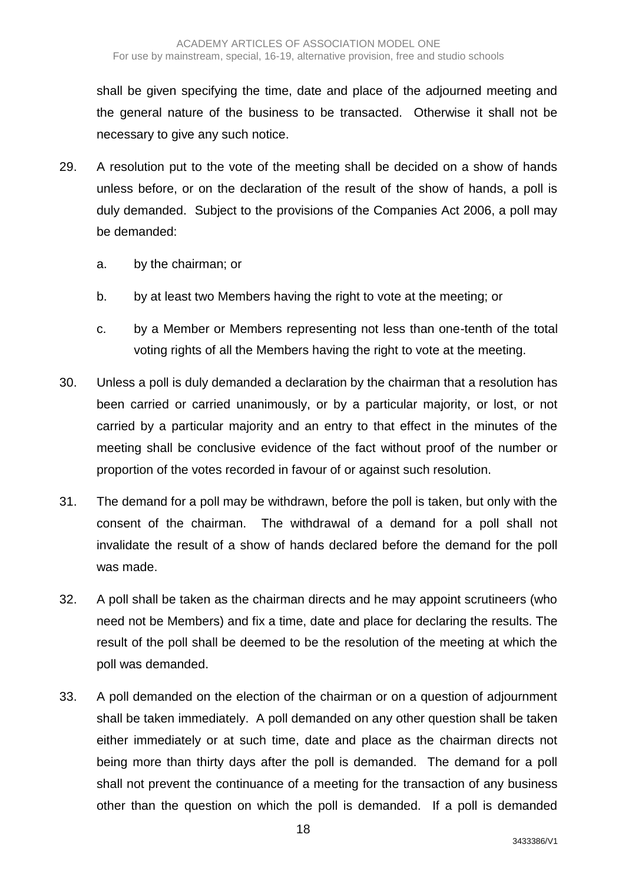shall be given specifying the time, date and place of the adjourned meeting and the general nature of the business to be transacted. Otherwise it shall not be necessary to give any such notice.

29. A resolution put to the vote of the meeting shall be decided on a show of hands unless before, or on the declaration of the result of the show of hands, a poll is duly demanded. Subject to the provisions of the Companies Act 2006, a poll may be demanded:

    a. by the chairman; or

    b. by at least two Members having the right to vote at the meeting; or

    c. by a Member or Members representing not less than one-tenth of the total voting rights of all the Members having the right to vote at the meeting.

30. Unless a poll is duly demanded a declaration by the chairman that a resolution has been carried or carried unanimously, or by a particular majority, or lost, or not carried by a particular majority and an entry to that effect in the minutes of the meeting shall be conclusive evidence of the fact without proof of the number or proportion of the votes recorded in favour of or against such resolution.

31. The demand for a poll may be withdrawn, before the poll is taken, but only with the consent of the chairman. The withdrawal of a demand for a poll shall not invalidate the result of a show of hands declared before the demand for the poll was made.

32. A poll shall be taken as the chairman directs and he may appoint scrutineers (who need not be Members) and fix a time, date and place for declaring the results. The result of the poll shall be deemed to be the resolution of the meeting at which the poll was demanded.

33. A poll demanded on the election of the chairman or on a question of adjournment shall be taken immediately. A poll demanded on any other question shall be taken either immediately or at such time, date and place as the chairman directs not being more than thirty days after the poll is demanded. The demand for a poll shall not prevent the continuance of a meeting for the transaction of any business other than the question on which the poll is demanded. If a poll is demanded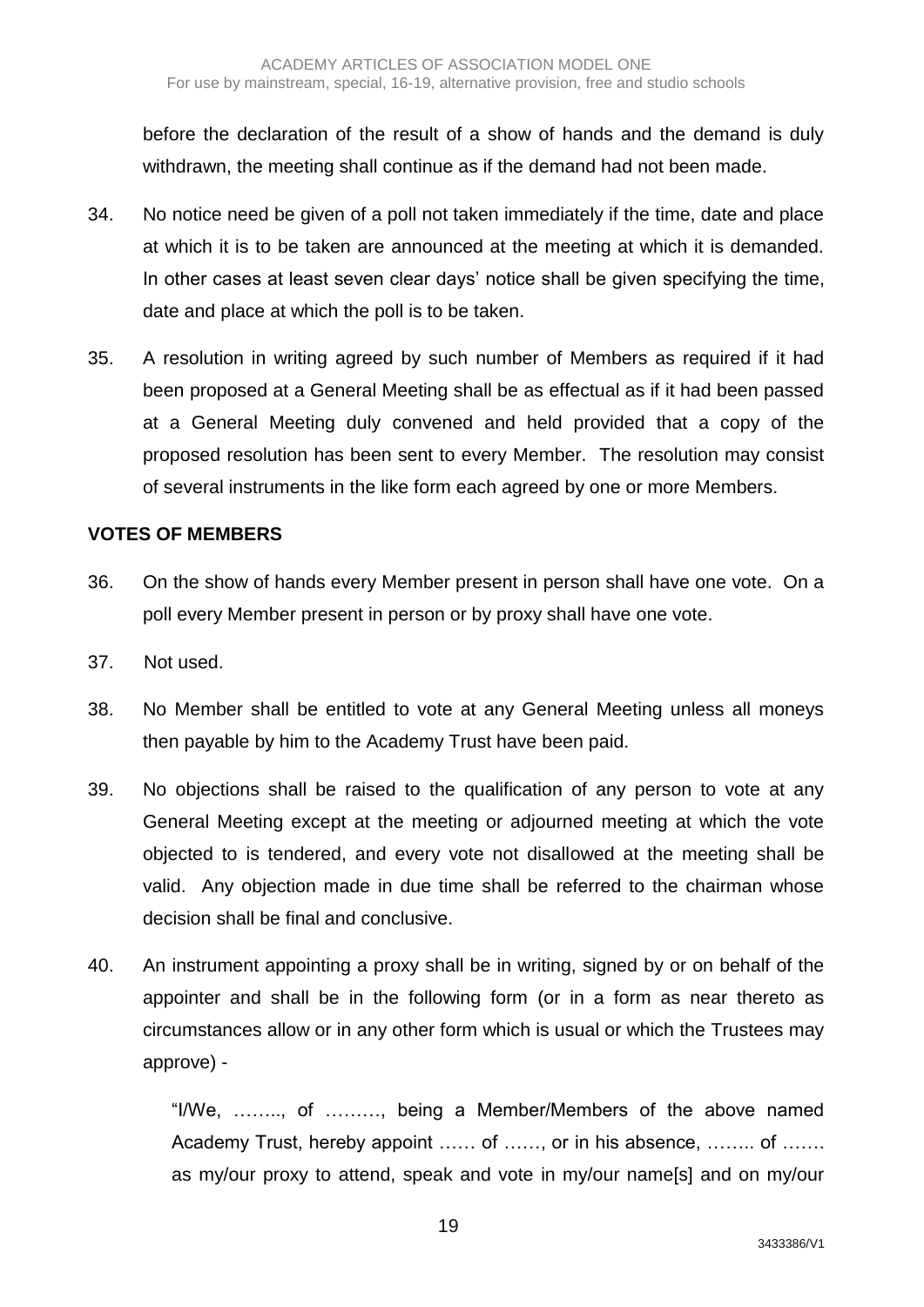before the declaration of the result of a show of hands and the demand is duly withdrawn, the meeting shall continue as if the demand had not been made.

34. No notice need be given of a poll not taken immediately if the time, date and place at which it is to be taken are announced at the meeting at which it is demanded. In other cases at least seven clear days' notice shall be given specifying the time, date and place at which the poll is to be taken.

35. A resolution in writing agreed by such number of Members as required if it had been proposed at a General Meeting shall be as effectual as if it had been passed at a General Meeting duly convened and held provided that a copy of the proposed resolution has been sent to every Member. The resolution may consist of several instruments in the like form each agreed by one or more Members.

**VOTES OF MEMBERS**

36. On the show of hands every Member present in person shall have one vote. On a poll every Member present in person or by proxy shall have one vote.

37. Not used.

38. No Member shall be entitled to vote at any General Meeting unless all moneys then payable by him to the Academy Trust have been paid.

39. No objections shall be raised to the qualification of any person to vote at any General Meeting except at the meeting or adjourned meeting at which the vote objected to is tendered, and every vote not disallowed at the meeting shall be valid. Any objection made in due time shall be referred to the chairman whose decision shall be final and conclusive.

40. An instrument appointing a proxy shall be in writing, signed by or on behalf of the appointer and shall be in the following form (or in a form as near thereto as circumstances allow or in any other form which is usual or which the Trustees may approve) -

    "I/We, …….., of ………, being a Member/Members of the above named Academy Trust, hereby appoint …… of ……, or in his absence, …….. of ……. as my/our proxy to attend, speak and vote in my/our name[s] and on my/our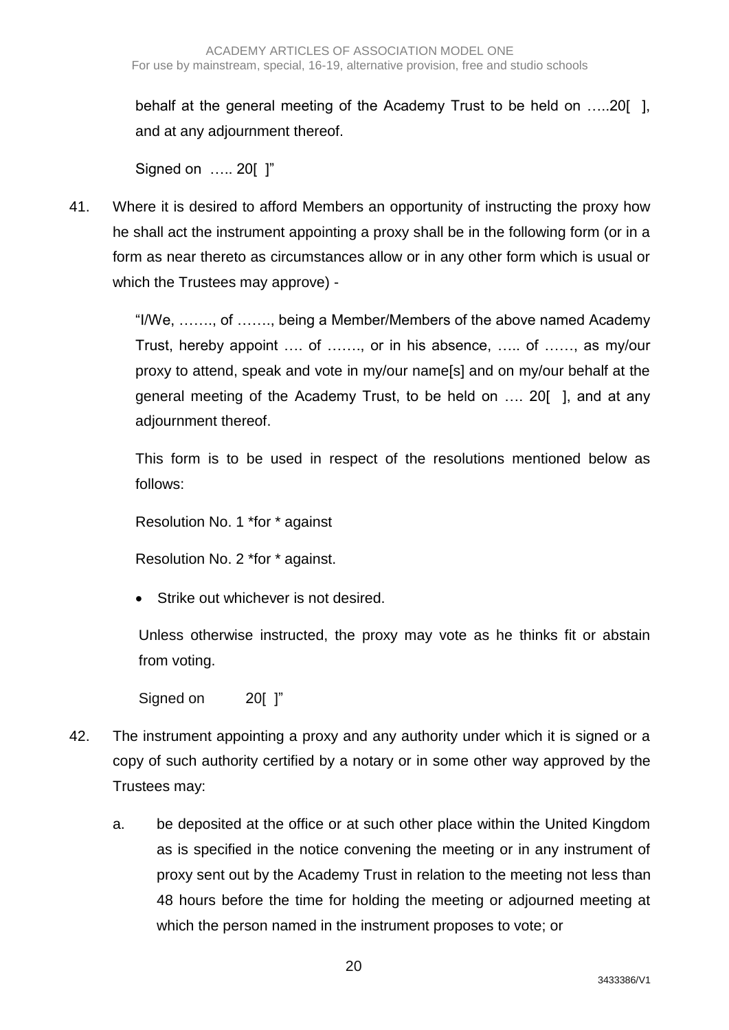behalf at the general meeting of the Academy Trust to be held on …..20[ ], and at any adjournment thereof.

Signed on ….. 20[ ]"

41. Where it is desired to afford Members an opportunity of instructing the proxy how he shall act the instrument appointing a proxy shall be in the following form (or in a form as near thereto as circumstances allow or in any other form which is usual or which the Trustees may approve) -

    "I/We, ……., of ……., being a Member/Members of the above named Academy Trust, hereby appoint …. of ……., or in his absence, ….. of ……, as my/our proxy to attend, speak and vote in my/our name[s] and on my/our behalf at the general meeting of the Academy Trust, to be held on …. 20[ ], and at any adjournment thereof.

    This form is to be used in respect of the resolutions mentioned below as follows:

    Resolution No. 1 *for * against

    Resolution No. 2 *for * against.

    - Strike out whichever is not desired.

    Unless otherwise instructed, the proxy may vote as he thinks fit or abstain from voting.

    Signed on 20[ ]"

42. The instrument appointing a proxy and any authority under which it is signed or a copy of such authority certified by a notary or in some other way approved by the Trustees may:

    a. be deposited at the office or at such other place within the United Kingdom as is specified in the notice convening the meeting or in any instrument of proxy sent out by the Academy Trust in relation to the meeting not less than 48 hours before the time for holding the meeting or adjourned meeting at which the person named in the instrument proposes to vote; or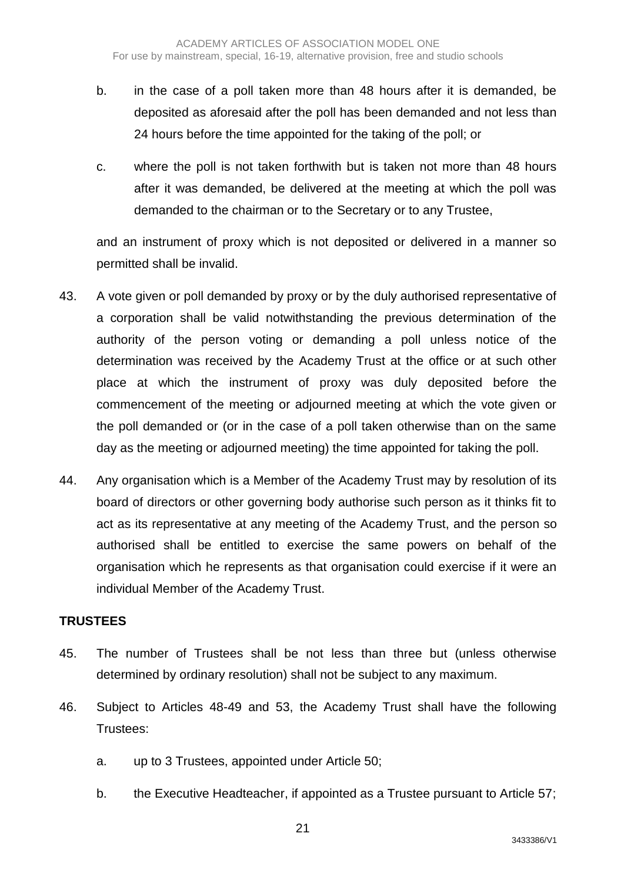b. in the case of a poll taken more than 48 hours after it is demanded, be deposited as aforesaid after the poll has been demanded and not less than 24 hours before the time appointed for the taking of the poll; or

c. where the poll is not taken forthwith but is taken not more than 48 hours after it was demanded, be delivered at the meeting at which the poll was demanded to the chairman or to the Secretary or to any Trustee,

and an instrument of proxy which is not deposited or delivered in a manner so permitted shall be invalid.

43. A vote given or poll demanded by proxy or by the duly authorised representative of a corporation shall be valid notwithstanding the previous determination of the authority of the person voting or demanding a poll unless notice of the determination was received by the Academy Trust at the office or at such other place at which the instrument of proxy was duly deposited before the commencement of the meeting or adjourned meeting at which the vote given or the poll demanded or (or in the case of a poll taken otherwise than on the same day as the meeting or adjourned meeting) the time appointed for taking the poll.

44. Any organisation which is a Member of the Academy Trust may by resolution of its board of directors or other governing body authorise such person as it thinks fit to act as its representative at any meeting of the Academy Trust, and the person so authorised shall be entitled to exercise the same powers on behalf of the organisation which he represents as that organisation could exercise if it were an individual Member of the Academy Trust.

**TRUSTEES**

45. The number of Trustees shall be not less than three but (unless otherwise determined by ordinary resolution) shall not be subject to any maximum.

46. Subject to Articles 48-49 and 53, the Academy Trust shall have the following Trustees:

a. up to 3 Trustees, appointed under Article 50;

b. the Executive Headteacher, if appointed as a Trustee pursuant to Article 57;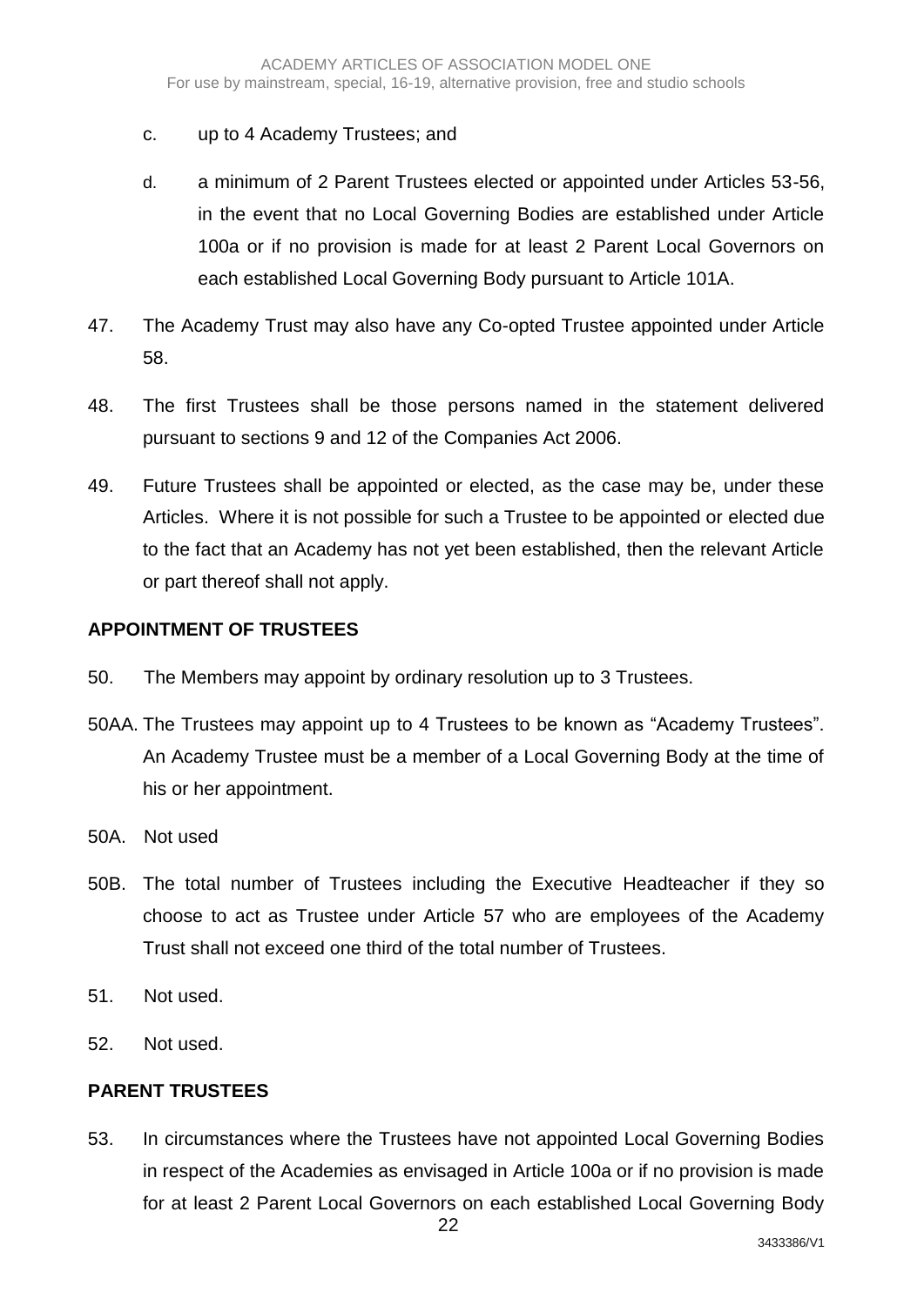c. up to 4 Academy Trustees; and

d. a minimum of 2 Parent Trustees elected or appointed under Articles 53-56, in the event that no Local Governing Bodies are established under Article 100a or if no provision is made for at least 2 Parent Local Governors on each established Local Governing Body pursuant to Article 101A.

47. The Academy Trust may also have any Co-opted Trustee appointed under Article 58.

48. The first Trustees shall be those persons named in the statement delivered pursuant to sections 9 and 12 of the Companies Act 2006.

49. Future Trustees shall be appointed or elected, as the case may be, under these Articles. Where it is not possible for such a Trustee to be appointed or elected due to the fact that an Academy has not yet been established, then the relevant Article or part thereof shall not apply.

**APPOINTMENT OF TRUSTEES**

50. The Members may appoint by ordinary resolution up to 3 Trustees.

50AA. The Trustees may appoint up to 4 Trustees to be known as "Academy Trustees". An Academy Trustee must be a member of a Local Governing Body at the time of his or her appointment.

50A. Not used

50B. The total number of Trustees including the Executive Headteacher if they so choose to act as Trustee under Article 57 who are employees of the Academy Trust shall not exceed one third of the total number of Trustees.

51. Not used.

52. Not used.

**PARENT TRUSTEES**

53. In circumstances where the Trustees have not appointed Local Governing Bodies in respect of the Academies as envisaged in Article 100a or if no provision is made for at least 2 Parent Local Governors on each established Local Governing Body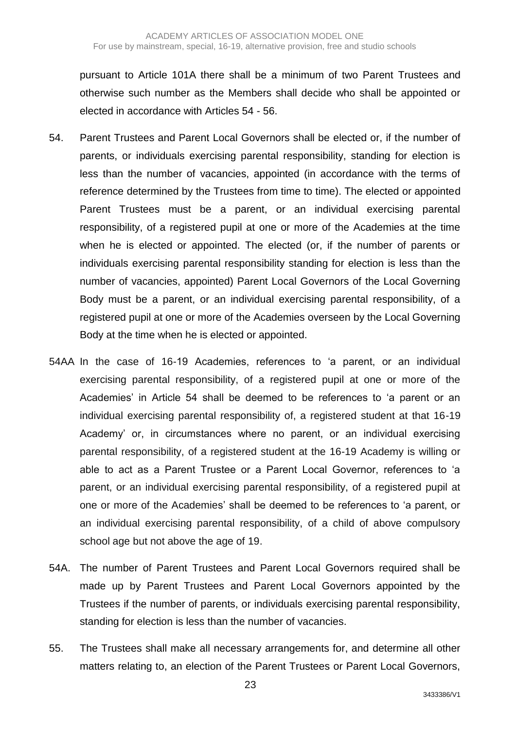pursuant to Article 101A there shall be a minimum of two Parent Trustees and otherwise such number as the Members shall decide who shall be appointed or elected in accordance with Articles 54 - 56.

54. Parent Trustees and Parent Local Governors shall be elected or, if the number of parents, or individuals exercising parental responsibility, standing for election is less than the number of vacancies, appointed (in accordance with the terms of reference determined by the Trustees from time to time). The elected or appointed Parent Trustees must be a parent, or an individual exercising parental responsibility, of a registered pupil at one or more of the Academies at the time when he is elected or appointed. The elected (or, if the number of parents or individuals exercising parental responsibility standing for election is less than the number of vacancies, appointed) Parent Local Governors of the Local Governing Body must be a parent, or an individual exercising parental responsibility, of a registered pupil at one or more of the Academies overseen by the Local Governing Body at the time when he is elected or appointed.

54AA In the case of 16-19 Academies, references to 'a parent, or an individual exercising parental responsibility, of a registered pupil at one or more of the Academies' in Article 54 shall be deemed to be references to 'a parent or an individual exercising parental responsibility of, a registered student at that 16-19 Academy' or, in circumstances where no parent, or an individual exercising parental responsibility, of a registered student at the 16-19 Academy is willing or able to act as a Parent Trustee or a Parent Local Governor, references to 'a parent, or an individual exercising parental responsibility, of a registered pupil at one or more of the Academies' shall be deemed to be references to 'a parent, or an individual exercising parental responsibility, of a child of above compulsory school age but not above the age of 19.

54A. The number of Parent Trustees and Parent Local Governors required shall be made up by Parent Trustees and Parent Local Governors appointed by the Trustees if the number of parents, or individuals exercising parental responsibility, standing for election is less than the number of vacancies.

55. The Trustees shall make all necessary arrangements for, and determine all other matters relating to, an election of the Parent Trustees or Parent Local Governors,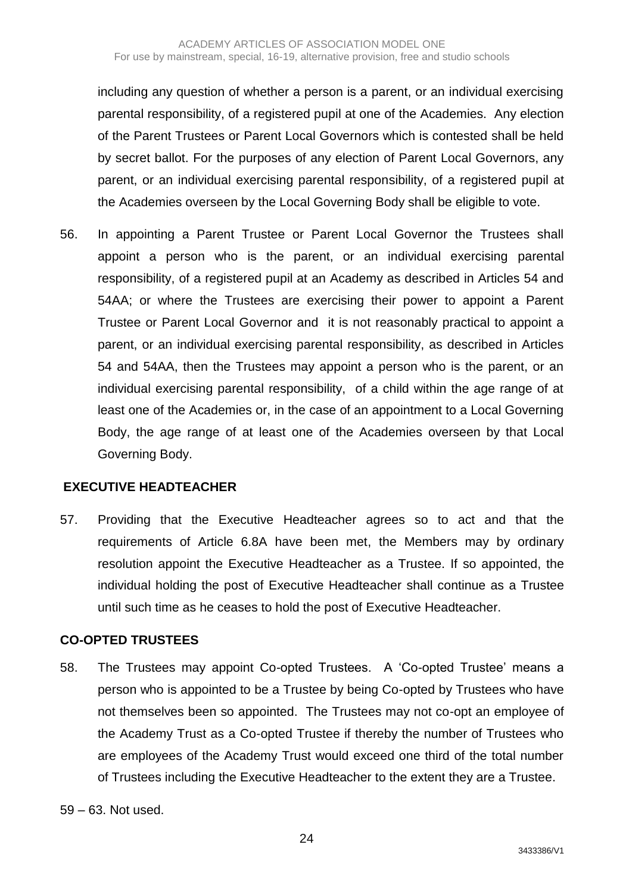including any question of whether a person is a parent, or an individual exercising parental responsibility, of a registered pupil at one of the Academies. Any election of the Parent Trustees or Parent Local Governors which is contested shall be held by secret ballot. For the purposes of any election of Parent Local Governors, any parent, or an individual exercising parental responsibility, of a registered pupil at the Academies overseen by the Local Governing Body shall be eligible to vote.

56. In appointing a Parent Trustee or Parent Local Governor the Trustees shall appoint a person who is the parent, or an individual exercising parental responsibility, of a registered pupil at an Academy as described in Articles 54 and 54AA; or where the Trustees are exercising their power to appoint a Parent Trustee or Parent Local Governor and it is not reasonably practical to appoint a parent, or an individual exercising parental responsibility, as described in Articles 54 and 54AA, then the Trustees may appoint a person who is the parent, or an individual exercising parental responsibility, of a child within the age range of at least one of the Academies or, in the case of an appointment to a Local Governing Body, the age range of at least one of the Academies overseen by that Local Governing Body.

## EXECUTIVE HEADTEACHER

57. Providing that the Executive Headteacher agrees so to act and that the requirements of Article 6.8A have been met, the Members may by ordinary resolution appoint the Executive Headteacher as a Trustee. If so appointed, the individual holding the post of Executive Headteacher shall continue as a Trustee until such time as he ceases to hold the post of Executive Headteacher.

## CO-OPTED TRUSTEES

58. The Trustees may appoint Co-opted Trustees. A 'Co-opted Trustee' means a person who is appointed to be a Trustee by being Co-opted by Trustees who have not themselves been so appointed. The Trustees may not co-opt an employee of the Academy Trust as a Co-opted Trustee if thereby the number of Trustees who are employees of the Academy Trust would exceed one third of the total number of Trustees including the Executive Headteacher to the extent they are a Trustee.

59 – 63. Not used.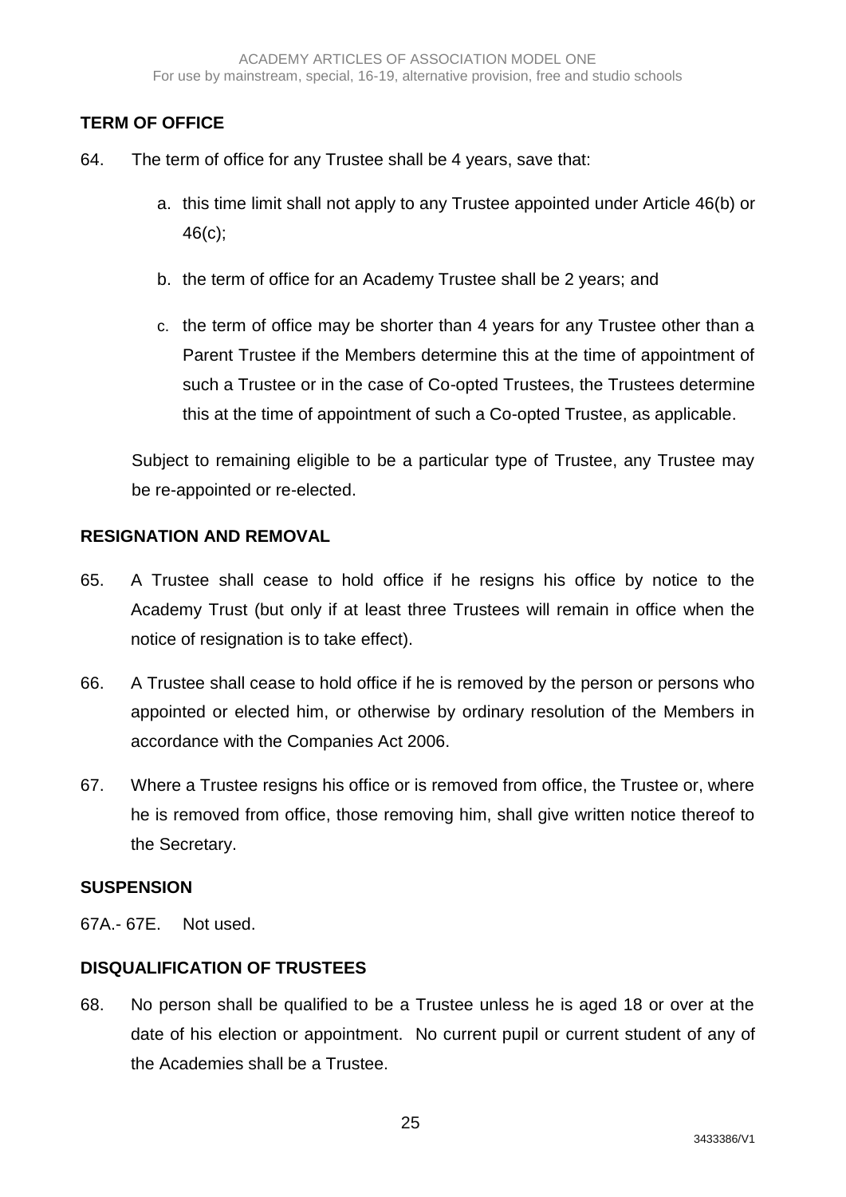## TERM OF OFFICE

64. The term of office for any Trustee shall be 4 years, save that:

    a. this time limit shall not apply to any Trustee appointed under Article 46(b) or 46(c);

    b. the term of office for an Academy Trustee shall be 2 years; and

    c. the term of office may be shorter than 4 years for any Trustee other than a Parent Trustee if the Members determine this at the time of appointment of such a Trustee or in the case of Co-opted Trustees, the Trustees determine this at the time of appointment of such a Co-opted Trustee, as applicable.

    Subject to remaining eligible to be a particular type of Trustee, any Trustee may be re-appointed or re-elected.

## RESIGNATION AND REMOVAL

65. A Trustee shall cease to hold office if he resigns his office by notice to the Academy Trust (but only if at least three Trustees will remain in office when the notice of resignation is to take effect).

66. A Trustee shall cease to hold office if he is removed by the person or persons who appointed or elected him, or otherwise by ordinary resolution of the Members in accordance with the Companies Act 2006.

67. Where a Trustee resigns his office or is removed from office, the Trustee or, where he is removed from office, those removing him, shall give written notice thereof to the Secretary.

## SUSPENSION

67A.- 67E. Not used.

## DISQUALIFICATION OF TRUSTEES

68. No person shall be qualified to be a Trustee unless he is aged 18 or over at the date of his election or appointment. No current pupil or current student of any of the Academies shall be a Trustee.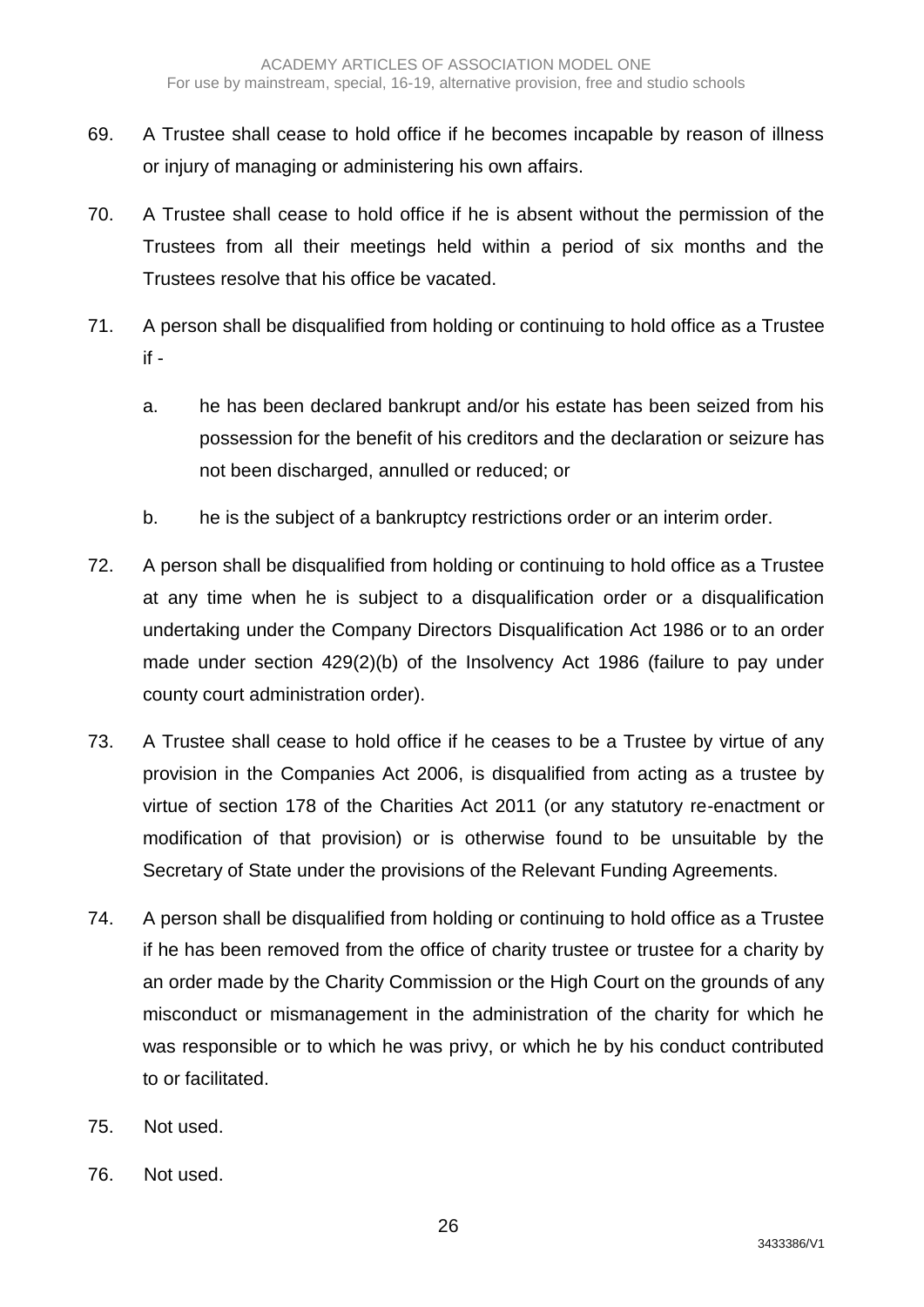69. A Trustee shall cease to hold office if he becomes incapable by reason of illness or injury of managing or administering his own affairs.

70. A Trustee shall cease to hold office if he is absent without the permission of the Trustees from all their meetings held within a period of six months and the Trustees resolve that his office be vacated.

71. A person shall be disqualified from holding or continuing to hold office as a Trustee if -

    a. he has been declared bankrupt and/or his estate has been seized from his possession for the benefit of his creditors and the declaration or seizure has not been discharged, annulled or reduced; or

    b. he is the subject of a bankruptcy restrictions order or an interim order.

72. A person shall be disqualified from holding or continuing to hold office as a Trustee at any time when he is subject to a disqualification order or a disqualification undertaking under the Company Directors Disqualification Act 1986 or to an order made under section 429(2)(b) of the Insolvency Act 1986 (failure to pay under county court administration order).

73. A Trustee shall cease to hold office if he ceases to be a Trustee by virtue of any provision in the Companies Act 2006, is disqualified from acting as a trustee by virtue of section 178 of the Charities Act 2011 (or any statutory re-enactment or modification of that provision) or is otherwise found to be unsuitable by the Secretary of State under the provisions of the Relevant Funding Agreements.

74. A person shall be disqualified from holding or continuing to hold office as a Trustee if he has been removed from the office of charity trustee or trustee for a charity by an order made by the Charity Commission or the High Court on the grounds of any misconduct or mismanagement in the administration of the charity for which he was responsible or to which he was privy, or which he by his conduct contributed to or facilitated.

75. Not used.

76. Not used.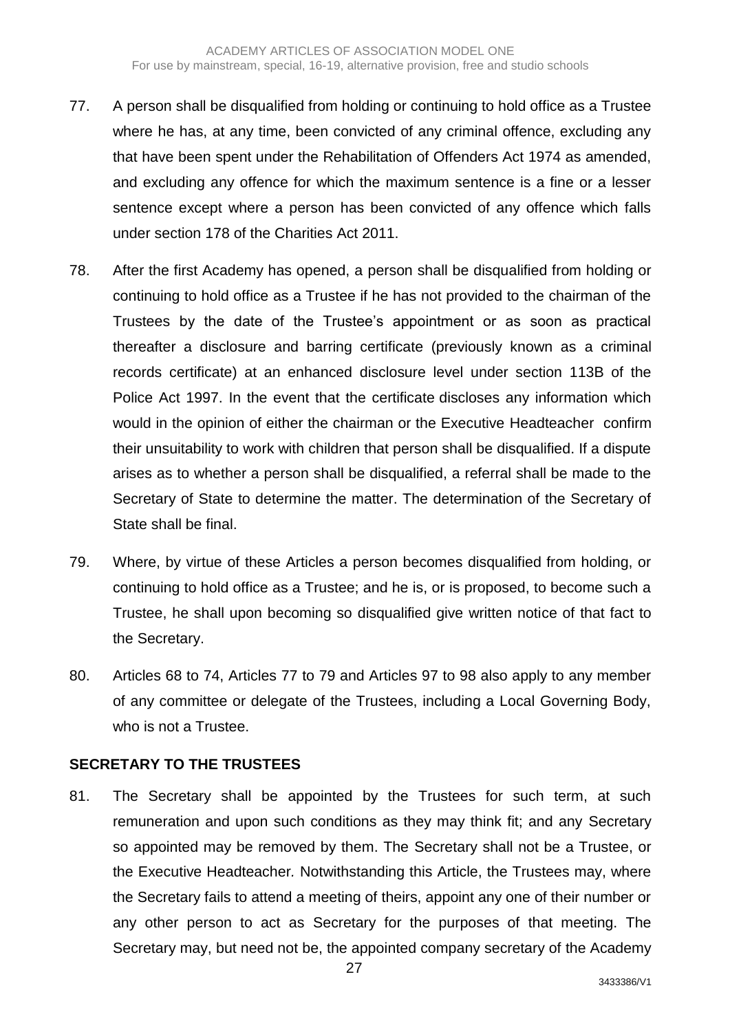77. A person shall be disqualified from holding or continuing to hold office as a Trustee where he has, at any time, been convicted of any criminal offence, excluding any that have been spent under the Rehabilitation of Offenders Act 1974 as amended, and excluding any offence for which the maximum sentence is a fine or a lesser sentence except where a person has been convicted of any offence which falls under section 178 of the Charities Act 2011.

78. After the first Academy has opened, a person shall be disqualified from holding or continuing to hold office as a Trustee if he has not provided to the chairman of the Trustees by the date of the Trustee's appointment or as soon as practical thereafter a disclosure and barring certificate (previously known as a criminal records certificate) at an enhanced disclosure level under section 113B of the Police Act 1997. In the event that the certificate discloses any information which would in the opinion of either the chairman or the Executive Headteacher confirm their unsuitability to work with children that person shall be disqualified. If a dispute arises as to whether a person shall be disqualified, a referral shall be made to the Secretary of State to determine the matter. The determination of the Secretary of State shall be final.

79. Where, by virtue of these Articles a person becomes disqualified from holding, or continuing to hold office as a Trustee; and he is, or is proposed, to become such a Trustee, he shall upon becoming so disqualified give written notice of that fact to the Secretary.

80. Articles 68 to 74, Articles 77 to 79 and Articles 97 to 98 also apply to any member of any committee or delegate of the Trustees, including a Local Governing Body, who is not a Trustee.

## SECRETARY TO THE TRUSTEES

81. The Secretary shall be appointed by the Trustees for such term, at such remuneration and upon such conditions as they may think fit; and any Secretary so appointed may be removed by them. The Secretary shall not be a Trustee, or the Executive Headteacher. Notwithstanding this Article, the Trustees may, where the Secretary fails to attend a meeting of theirs, appoint any one of their number or any other person to act as Secretary for the purposes of that meeting. The Secretary may, but need not be, the appointed company secretary of the Academy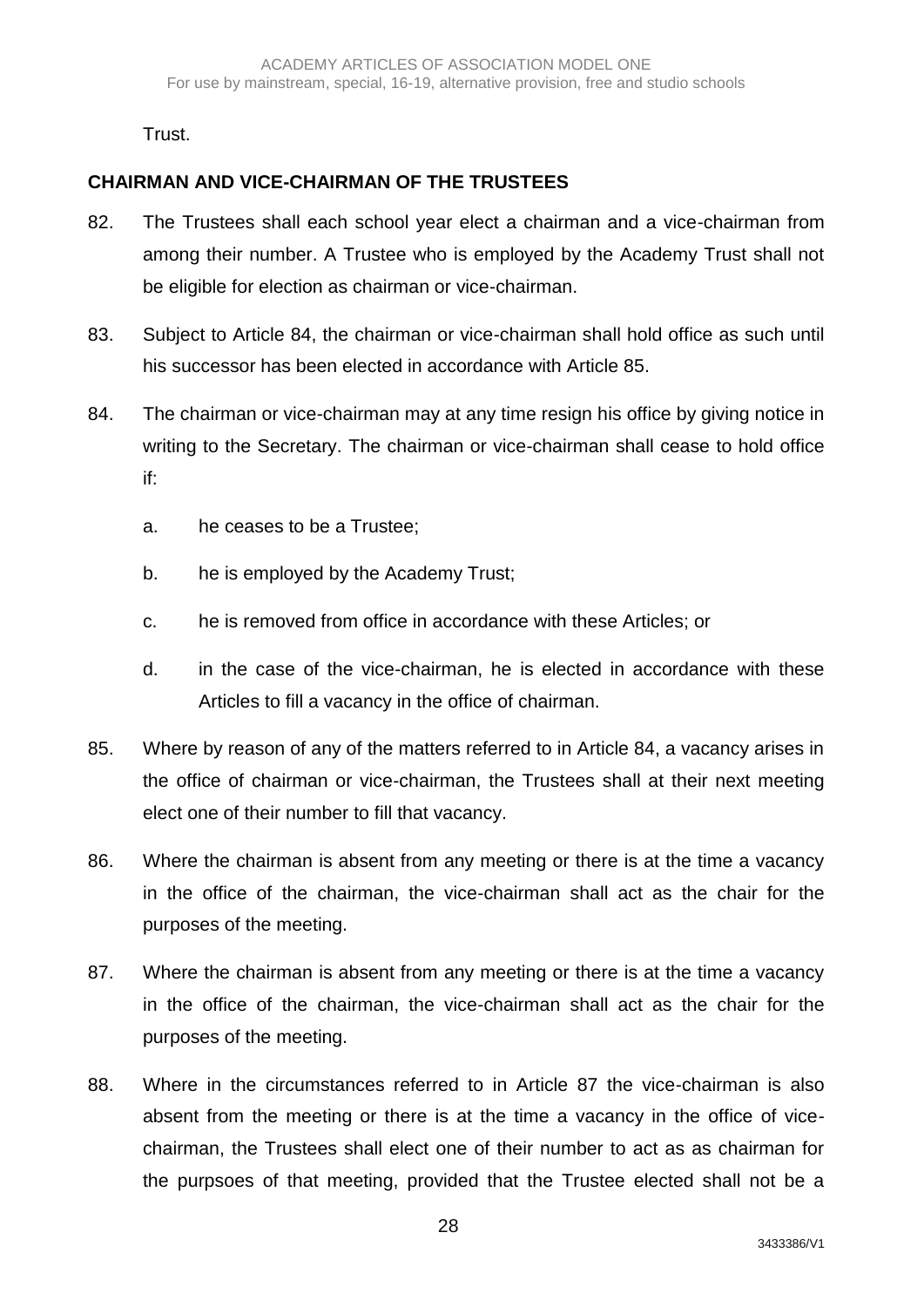Trust.

## CHAIRMAN AND VICE-CHAIRMAN OF THE TRUSTEES

82. The Trustees shall each school year elect a chairman and a vice-chairman from among their number. A Trustee who is employed by the Academy Trust shall not be eligible for election as chairman or vice-chairman.

83. Subject to Article 84, the chairman or vice-chairman shall hold office as such until his successor has been elected in accordance with Article 85.

84. The chairman or vice-chairman may at any time resign his office by giving notice in writing to the Secretary. The chairman or vice-chairman shall cease to hold office if:

    a. he ceases to be a Trustee;

    b. he is employed by the Academy Trust;

    c. he is removed from office in accordance with these Articles; or

    d. in the case of the vice-chairman, he is elected in accordance with these Articles to fill a vacancy in the office of chairman.

85. Where by reason of any of the matters referred to in Article 84, a vacancy arises in the office of chairman or vice-chairman, the Trustees shall at their next meeting elect one of their number to fill that vacancy.

86. Where the chairman is absent from any meeting or there is at the time a vacancy in the office of the chairman, the vice-chairman shall act as the chair for the purposes of the meeting.

87. Where the chairman is absent from any meeting or there is at the time a vacancy in the office of the chairman, the vice-chairman shall act as the chair for the purposes of the meeting.

88. Where in the circumstances referred to in Article 87 the vice-chairman is also absent from the meeting or there is at the time a vacancy in the office of vice-chairman, the Trustees shall elect one of their number to act as as chairman for the purpsoes of that meeting, provided that the Trustee elected shall not be a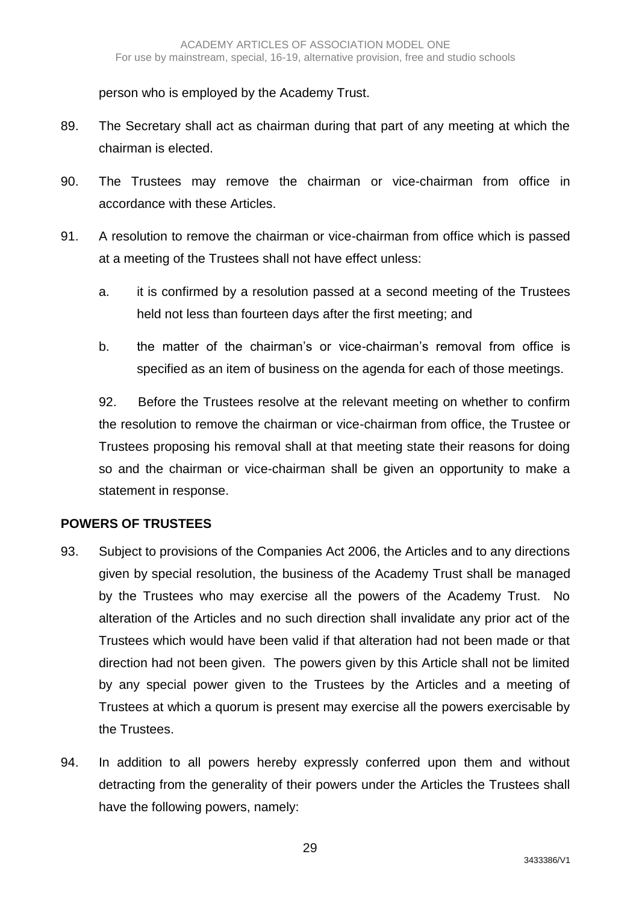person who is employed by the Academy Trust.

89. The Secretary shall act as chairman during that part of any meeting at which the chairman is elected.

90. The Trustees may remove the chairman or vice-chairman from office in accordance with these Articles.

91. A resolution to remove the chairman or vice-chairman from office which is passed at a meeting of the Trustees shall not have effect unless:

    a. it is confirmed by a resolution passed at a second meeting of the Trustees held not less than fourteen days after the first meeting; and

    b. the matter of the chairman's or vice-chairman's removal from office is specified as an item of business on the agenda for each of those meetings.

    92. Before the Trustees resolve at the relevant meeting on whether to confirm the resolution to remove the chairman or vice-chairman from office, the Trustee or Trustees proposing his removal shall at that meeting state their reasons for doing so and the chairman or vice-chairman shall be given an opportunity to make a statement in response.

**POWERS OF TRUSTEES**

93. Subject to provisions of the Companies Act 2006, the Articles and to any directions given by special resolution, the business of the Academy Trust shall be managed by the Trustees who may exercise all the powers of the Academy Trust. No alteration of the Articles and no such direction shall invalidate any prior act of the Trustees which would have been valid if that alteration had not been made or that direction had not been given. The powers given by this Article shall not be limited by any special power given to the Trustees by the Articles and a meeting of Trustees at which a quorum is present may exercise all the powers exercisable by the Trustees.

94. In addition to all powers hereby expressly conferred upon them and without detracting from the generality of their powers under the Articles the Trustees shall have the following powers, namely: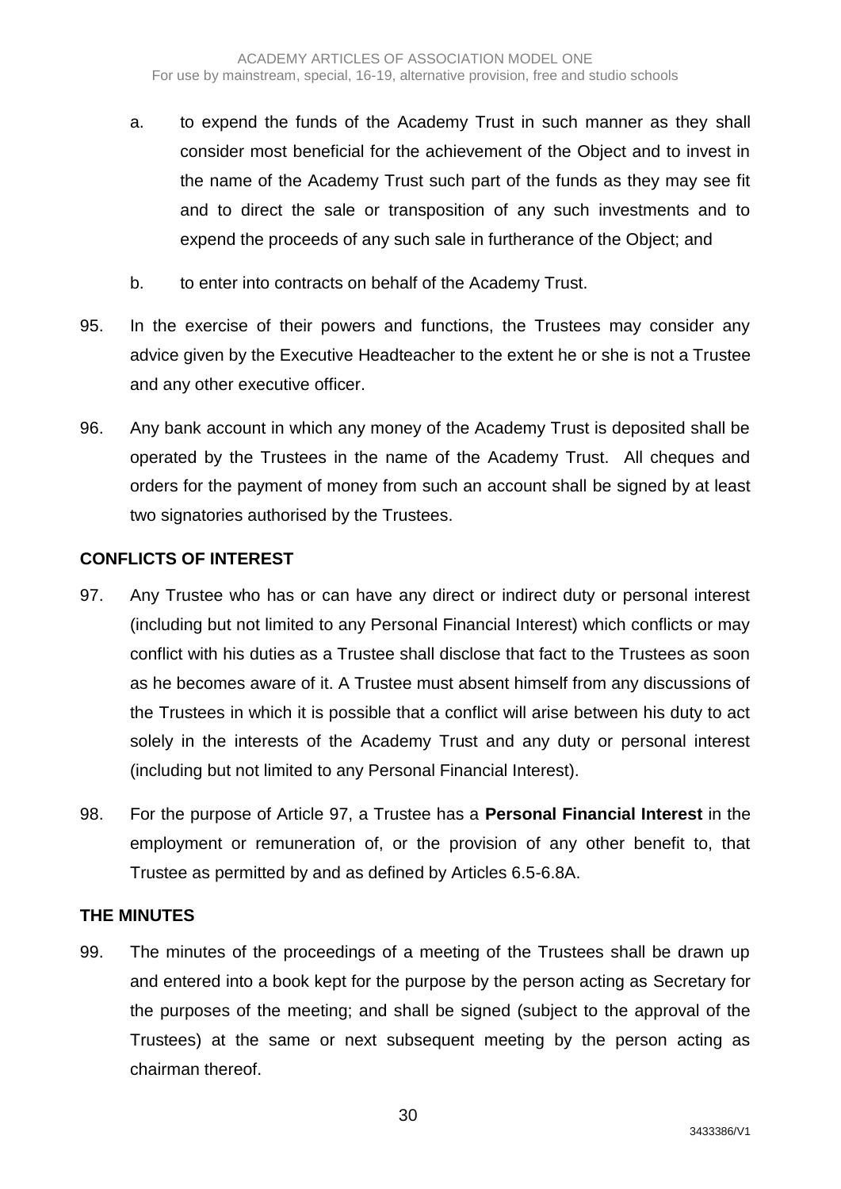a. to expend the funds of the Academy Trust in such manner as they shall consider most beneficial for the achievement of the Object and to invest in the name of the Academy Trust such part of the funds as they may see fit and to direct the sale or transposition of any such investments and to expend the proceeds of any such sale in furtherance of the Object; and

b. to enter into contracts on behalf of the Academy Trust.

95. In the exercise of their powers and functions, the Trustees may consider any advice given by the Executive Headteacher to the extent he or she is not a Trustee and any other executive officer.

96. Any bank account in which any money of the Academy Trust is deposited shall be operated by the Trustees in the name of the Academy Trust. All cheques and orders for the payment of money from such an account shall be signed by at least two signatories authorised by the Trustees.

**CONFLICTS OF INTEREST**

97. Any Trustee who has or can have any direct or indirect duty or personal interest (including but not limited to any Personal Financial Interest) which conflicts or may conflict with his duties as a Trustee shall disclose that fact to the Trustees as soon as he becomes aware of it. A Trustee must absent himself from any discussions of the Trustees in which it is possible that a conflict will arise between his duty to act solely in the interests of the Academy Trust and any duty or personal interest (including but not limited to any Personal Financial Interest).

98. For the purpose of Article 97, a Trustee has a **Personal Financial Interest** in the employment or remuneration of, or the provision of any other benefit to, that Trustee as permitted by and as defined by Articles 6.5-6.8A.

**THE MINUTES**

99. The minutes of the proceedings of a meeting of the Trustees shall be drawn up and entered into a book kept for the purpose by the person acting as Secretary for the purposes of the meeting; and shall be signed (subject to the approval of the Trustees) at the same or next subsequent meeting by the person acting as chairman thereof.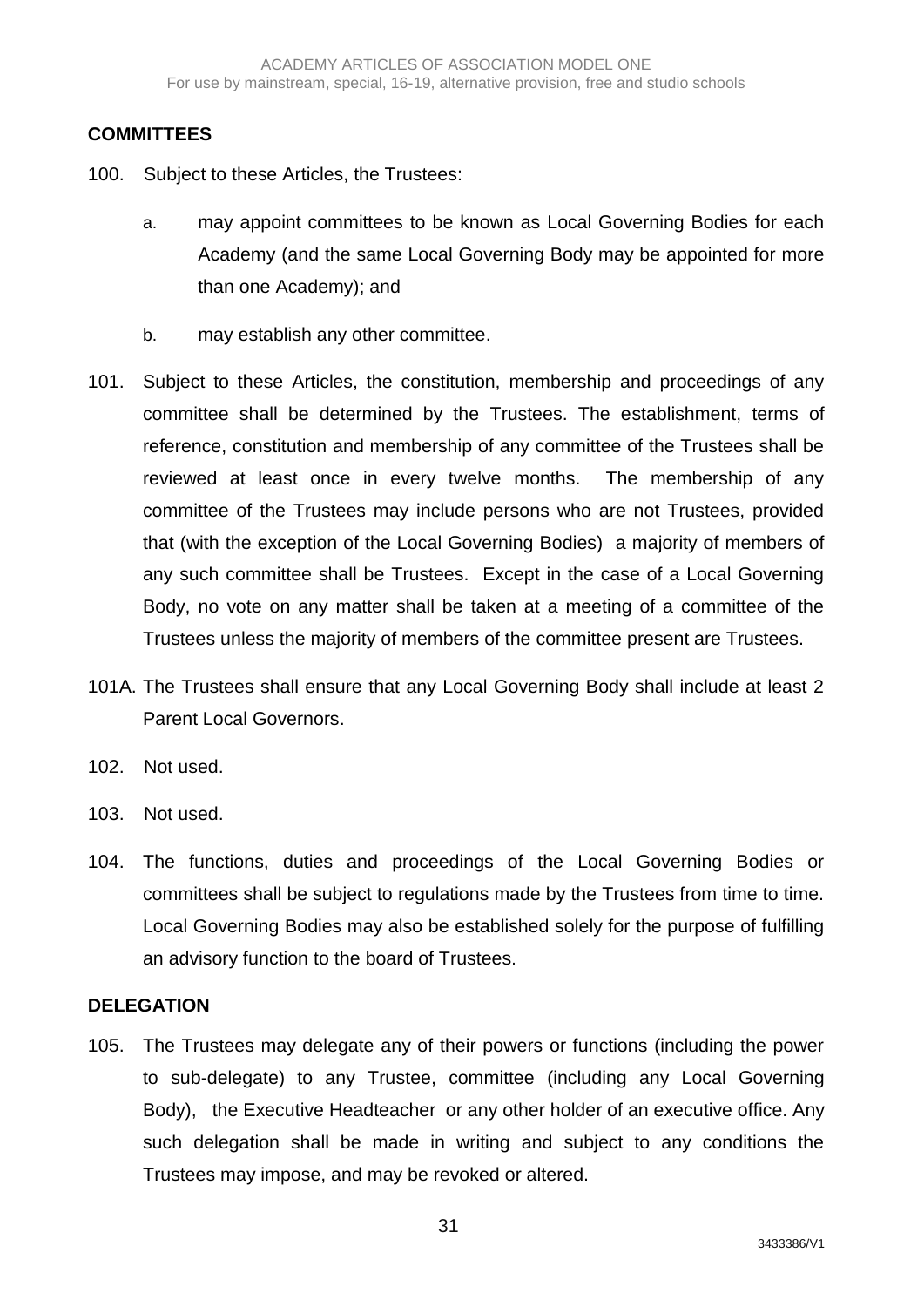## COMMITTEES

100. Subject to these Articles, the Trustees:

   a. may appoint committees to be known as Local Governing Bodies for each Academy (and the same Local Governing Body may be appointed for more than one Academy); and

   b. may establish any other committee.

101. Subject to these Articles, the constitution, membership and proceedings of any committee shall be determined by the Trustees. The establishment, terms of reference, constitution and membership of any committee of the Trustees shall be reviewed at least once in every twelve months. The membership of any committee of the Trustees may include persons who are not Trustees, provided that (with the exception of the Local Governing Bodies) a majority of members of any such committee shall be Trustees. Except in the case of a Local Governing Body, no vote on any matter shall be taken at a meeting of a committee of the Trustees unless the majority of members of the committee present are Trustees.

101A. The Trustees shall ensure that any Local Governing Body shall include at least 2 Parent Local Governors.

102. Not used.

103. Not used.

104. The functions, duties and proceedings of the Local Governing Bodies or committees shall be subject to regulations made by the Trustees from time to time. Local Governing Bodies may also be established solely for the purpose of fulfilling an advisory function to the board of Trustees.

## DELEGATION

105. The Trustees may delegate any of their powers or functions (including the power to sub-delegate) to any Trustee, committee (including any Local Governing Body), the Executive Headteacher or any other holder of an executive office. Any such delegation shall be made in writing and subject to any conditions the Trustees may impose, and may be revoked or altered.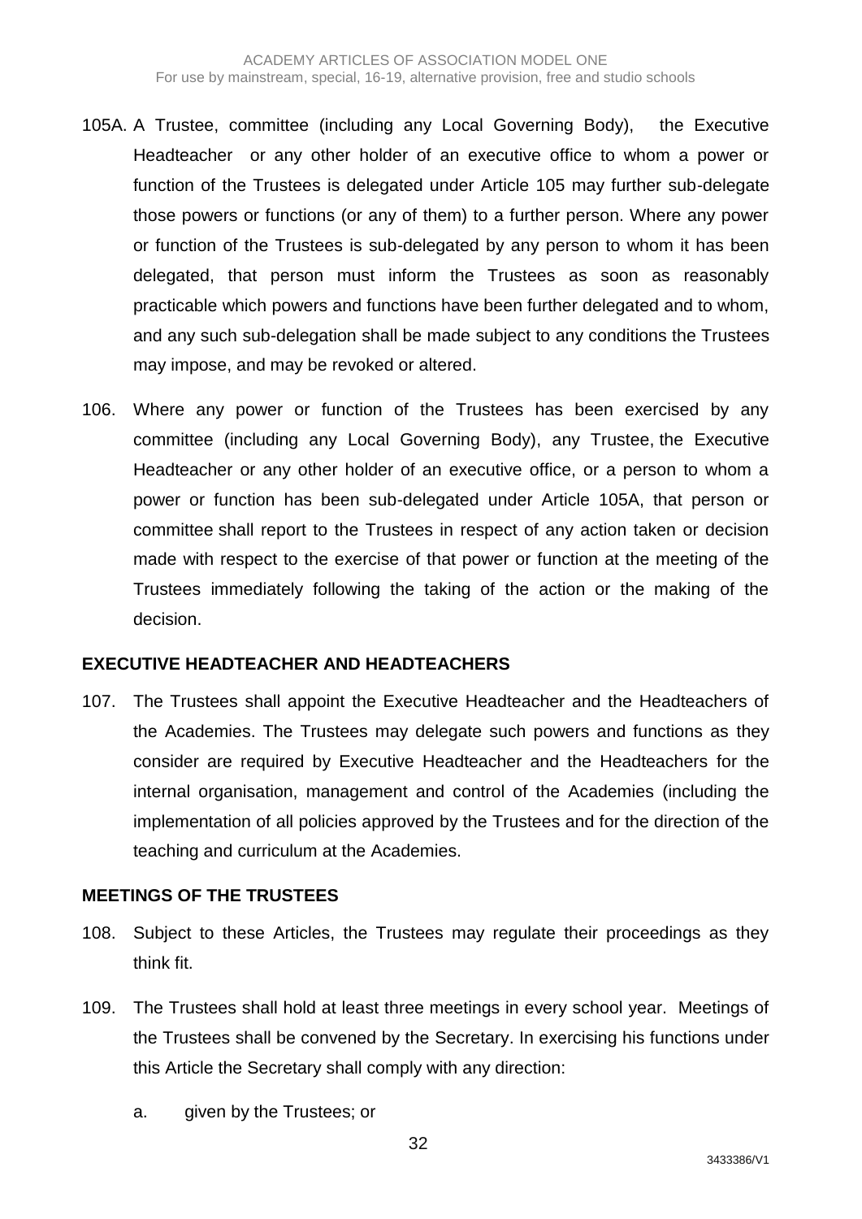105A. A Trustee, committee (including any Local Governing Body), the Executive Headteacher or any other holder of an executive office to whom a power or function of the Trustees is delegated under Article 105 may further sub-delegate those powers or functions (or any of them) to a further person. Where any power or function of the Trustees is sub-delegated by any person to whom it has been delegated, that person must inform the Trustees as soon as reasonably practicable which powers and functions have been further delegated and to whom, and any such sub-delegation shall be made subject to any conditions the Trustees may impose, and may be revoked or altered.

106. Where any power or function of the Trustees has been exercised by any committee (including any Local Governing Body), any Trustee, the Executive Headteacher or any other holder of an executive office, or a person to whom a power or function has been sub-delegated under Article 105A, that person or committee shall report to the Trustees in respect of any action taken or decision made with respect to the exercise of that power or function at the meeting of the Trustees immediately following the taking of the action or the making of the decision.

**EXECUTIVE HEADTEACHER AND HEADTEACHERS**

107. The Trustees shall appoint the Executive Headteacher and the Headteachers of the Academies. The Trustees may delegate such powers and functions as they consider are required by Executive Headteacher and the Headteachers for the internal organisation, management and control of the Academies (including the implementation of all policies approved by the Trustees and for the direction of the teaching and curriculum at the Academies.

**MEETINGS OF THE TRUSTEES**

108. Subject to these Articles, the Trustees may regulate their proceedings as they think fit.

109. The Trustees shall hold at least three meetings in every school year. Meetings of the Trustees shall be convened by the Secretary. In exercising his functions under this Article the Secretary shall comply with any direction:

    a. given by the Trustees; or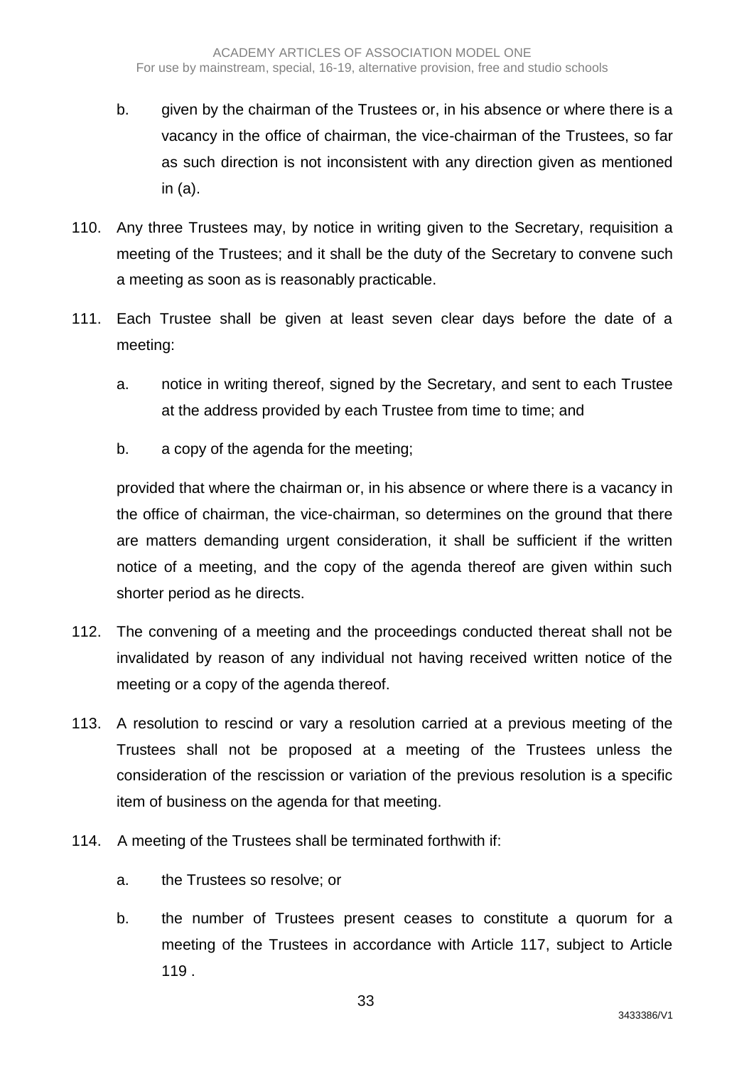b. given by the chairman of the Trustees or, in his absence or where there is a vacancy in the office of chairman, the vice-chairman of the Trustees, so far as such direction is not inconsistent with any direction given as mentioned in (a).

110. Any three Trustees may, by notice in writing given to the Secretary, requisition a meeting of the Trustees; and it shall be the duty of the Secretary to convene such a meeting as soon as is reasonably practicable.

111. Each Trustee shall be given at least seven clear days before the date of a meeting:

a. notice in writing thereof, signed by the Secretary, and sent to each Trustee at the address provided by each Trustee from time to time; and

b. a copy of the agenda for the meeting;

provided that where the chairman or, in his absence or where there is a vacancy in the office of chairman, the vice-chairman, so determines on the ground that there are matters demanding urgent consideration, it shall be sufficient if the written notice of a meeting, and the copy of the agenda thereof are given within such shorter period as he directs.

112. The convening of a meeting and the proceedings conducted thereat shall not be invalidated by reason of any individual not having received written notice of the meeting or a copy of the agenda thereof.

113. A resolution to rescind or vary a resolution carried at a previous meeting of the Trustees shall not be proposed at a meeting of the Trustees unless the consideration of the rescission or variation of the previous resolution is a specific item of business on the agenda for that meeting.

114. A meeting of the Trustees shall be terminated forthwith if:

a. the Trustees so resolve; or

b. the number of Trustees present ceases to constitute a quorum for a meeting of the Trustees in accordance with Article 117, subject to Article 119 .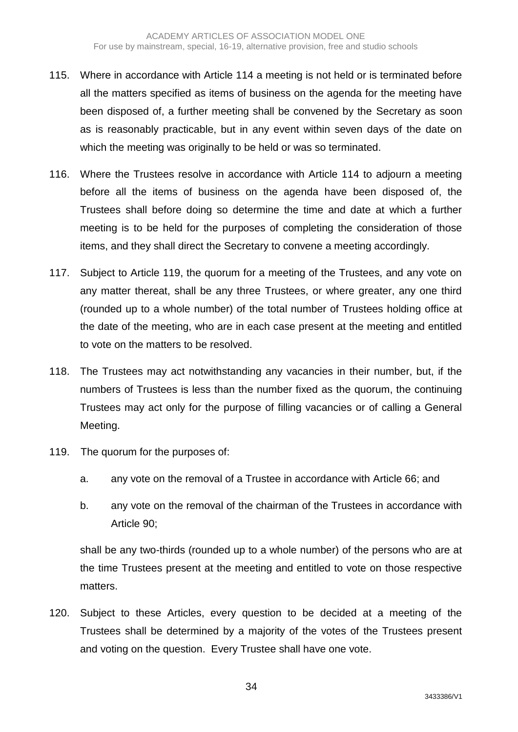115. Where in accordance with Article 114 a meeting is not held or is terminated before all the matters specified as items of business on the agenda for the meeting have been disposed of, a further meeting shall be convened by the Secretary as soon as is reasonably practicable, but in any event within seven days of the date on which the meeting was originally to be held or was so terminated.

116. Where the Trustees resolve in accordance with Article 114 to adjourn a meeting before all the items of business on the agenda have been disposed of, the Trustees shall before doing so determine the time and date at which a further meeting is to be held for the purposes of completing the consideration of those items, and they shall direct the Secretary to convene a meeting accordingly.

117. Subject to Article 119, the quorum for a meeting of the Trustees, and any vote on any matter thereat, shall be any three Trustees, or where greater, any one third (rounded up to a whole number) of the total number of Trustees holding office at the date of the meeting, who are in each case present at the meeting and entitled to vote on the matters to be resolved.

118. The Trustees may act notwithstanding any vacancies in their number, but, if the numbers of Trustees is less than the number fixed as the quorum, the continuing Trustees may act only for the purpose of filling vacancies or of calling a General Meeting.

119. The quorum for the purposes of:

   a. any vote on the removal of a Trustee in accordance with Article 66; and

   b. any vote on the removal of the chairman of the Trustees in accordance with Article 90;

   shall be any two-thirds (rounded up to a whole number) of the persons who are at the time Trustees present at the meeting and entitled to vote on those respective matters.

120. Subject to these Articles, every question to be decided at a meeting of the Trustees shall be determined by a majority of the votes of the Trustees present and voting on the question. Every Trustee shall have one vote.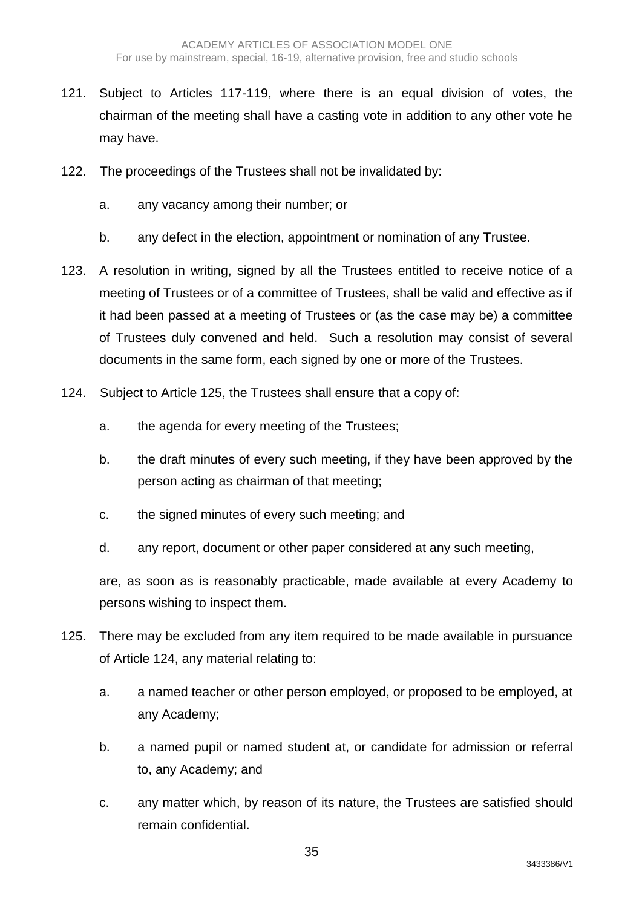121. Subject to Articles 117-119, where there is an equal division of votes, the chairman of the meeting shall have a casting vote in addition to any other vote he may have.

122. The proceedings of the Trustees shall not be invalidated by:

   a. any vacancy among their number; or

   b. any defect in the election, appointment or nomination of any Trustee.

123. A resolution in writing, signed by all the Trustees entitled to receive notice of a meeting of Trustees or of a committee of Trustees, shall be valid and effective as if it had been passed at a meeting of Trustees or (as the case may be) a committee of Trustees duly convened and held. Such a resolution may consist of several documents in the same form, each signed by one or more of the Trustees.

124. Subject to Article 125, the Trustees shall ensure that a copy of:

   a. the agenda for every meeting of the Trustees;

   b. the draft minutes of every such meeting, if they have been approved by the person acting as chairman of that meeting;

   c. the signed minutes of every such meeting; and

   d. any report, document or other paper considered at any such meeting,

   are, as soon as is reasonably practicable, made available at every Academy to persons wishing to inspect them.

125. There may be excluded from any item required to be made available in pursuance of Article 124, any material relating to:

   a. a named teacher or other person employed, or proposed to be employed, at any Academy;

   b. a named pupil or named student at, or candidate for admission or referral to, any Academy; and

   c. any matter which, by reason of its nature, the Trustees are satisfied should remain confidential.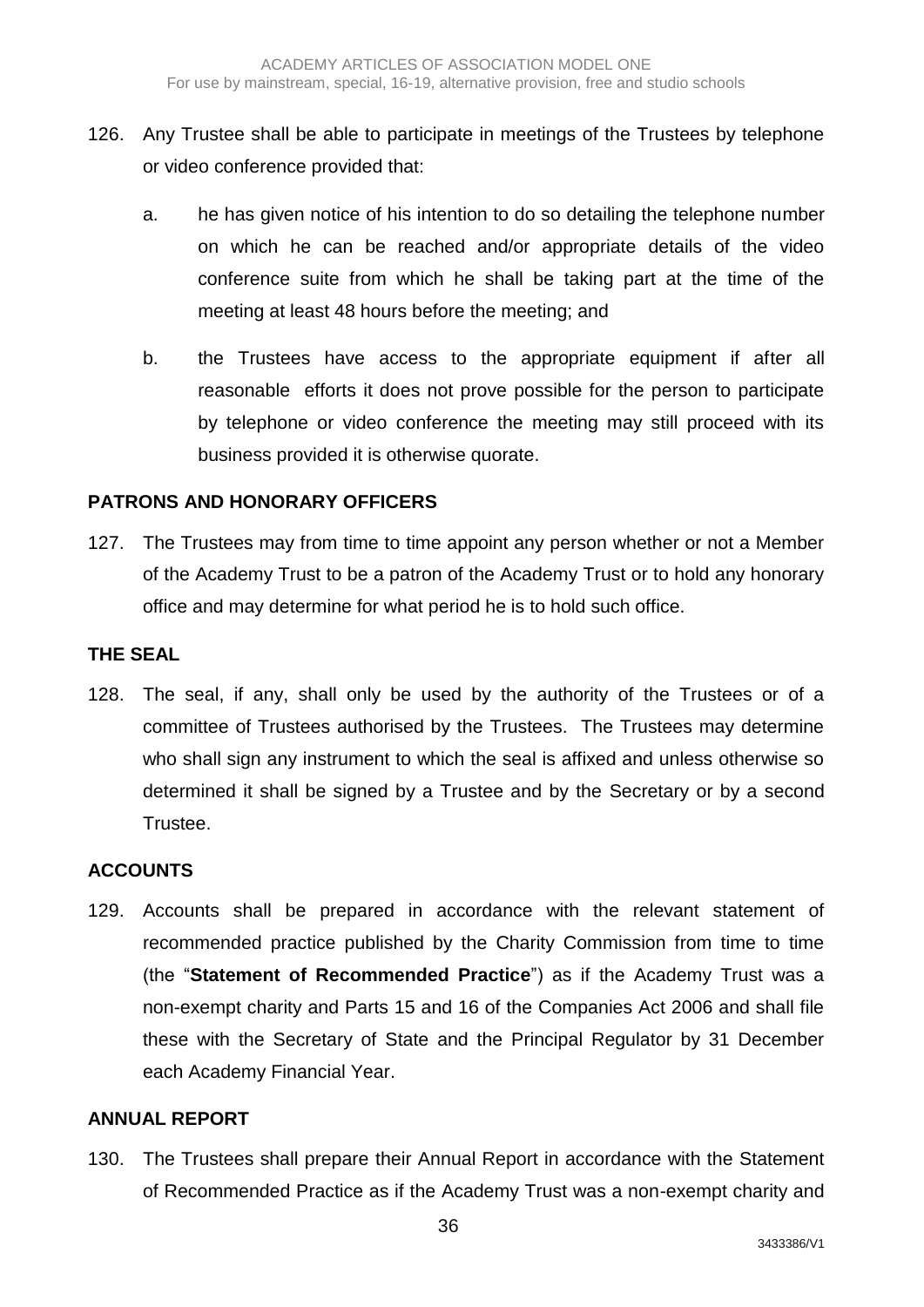126. Any Trustee shall be able to participate in meetings of the Trustees by telephone or video conference provided that:

    a. he has given notice of his intention to do so detailing the telephone number on which he can be reached and/or appropriate details of the video conference suite from which he shall be taking part at the time of the meeting at least 48 hours before the meeting; and

    b. the Trustees have access to the appropriate equipment if after all reasonable efforts it does not prove possible for the person to participate by telephone or video conference the meeting may still proceed with its business provided it is otherwise quorate.

**PATRONS AND HONORARY OFFICERS**

127. The Trustees may from time to time appoint any person whether or not a Member of the Academy Trust to be a patron of the Academy Trust or to hold any honorary office and may determine for what period he is to hold such office.

**THE SEAL**

128. The seal, if any, shall only be used by the authority of the Trustees or of a committee of Trustees authorised by the Trustees. The Trustees may determine who shall sign any instrument to which the seal is affixed and unless otherwise so determined it shall be signed by a Trustee and by the Secretary or by a second Trustee.

**ACCOUNTS**

129. Accounts shall be prepared in accordance with the relevant statement of recommended practice published by the Charity Commission from time to time (the "**Statement of Recommended Practice**") as if the Academy Trust was a non-exempt charity and Parts 15 and 16 of the Companies Act 2006 and shall file these with the Secretary of State and the Principal Regulator by 31 December each Academy Financial Year.

**ANNUAL REPORT**

130. The Trustees shall prepare their Annual Report in accordance with the Statement of Recommended Practice as if the Academy Trust was a non-exempt charity and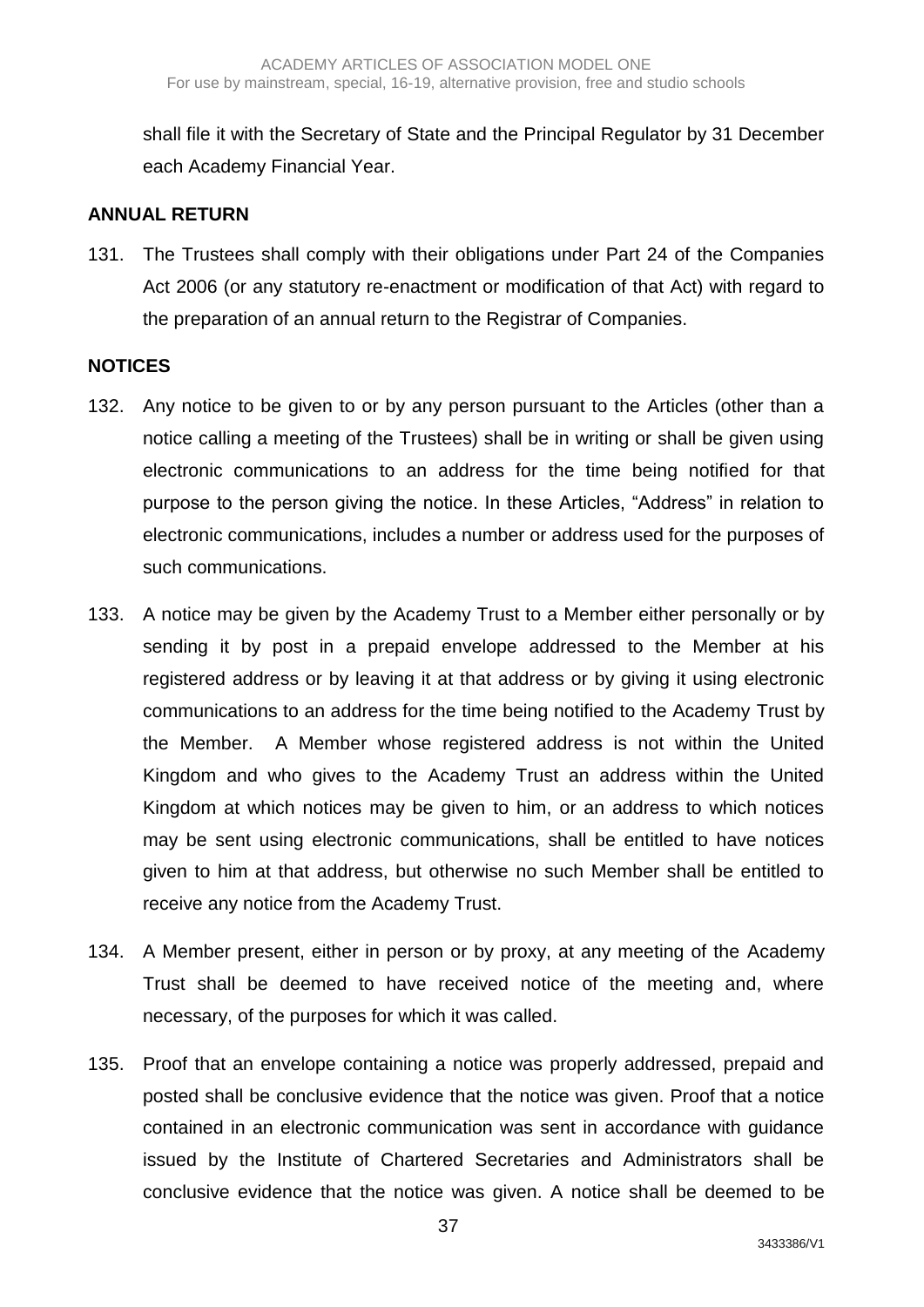shall file it with the Secretary of State and the Principal Regulator by 31 December each Academy Financial Year.

## ANNUAL RETURN

131. The Trustees shall comply with their obligations under Part 24 of the Companies Act 2006 (or any statutory re-enactment or modification of that Act) with regard to the preparation of an annual return to the Registrar of Companies.

## NOTICES

132. Any notice to be given to or by any person pursuant to the Articles (other than a notice calling a meeting of the Trustees) shall be in writing or shall be given using electronic communications to an address for the time being notified for that purpose to the person giving the notice. In these Articles, "Address" in relation to electronic communications, includes a number or address used for the purposes of such communications.

133. A notice may be given by the Academy Trust to a Member either personally or by sending it by post in a prepaid envelope addressed to the Member at his registered address or by leaving it at that address or by giving it using electronic communications to an address for the time being notified to the Academy Trust by the Member. A Member whose registered address is not within the United Kingdom and who gives to the Academy Trust an address within the United Kingdom at which notices may be given to him, or an address to which notices may be sent using electronic communications, shall be entitled to have notices given to him at that address, but otherwise no such Member shall be entitled to receive any notice from the Academy Trust.

134. A Member present, either in person or by proxy, at any meeting of the Academy Trust shall be deemed to have received notice of the meeting and, where necessary, of the purposes for which it was called.

135. Proof that an envelope containing a notice was properly addressed, prepaid and posted shall be conclusive evidence that the notice was given. Proof that a notice contained in an electronic communication was sent in accordance with guidance issued by the Institute of Chartered Secretaries and Administrators shall be conclusive evidence that the notice was given. A notice shall be deemed to be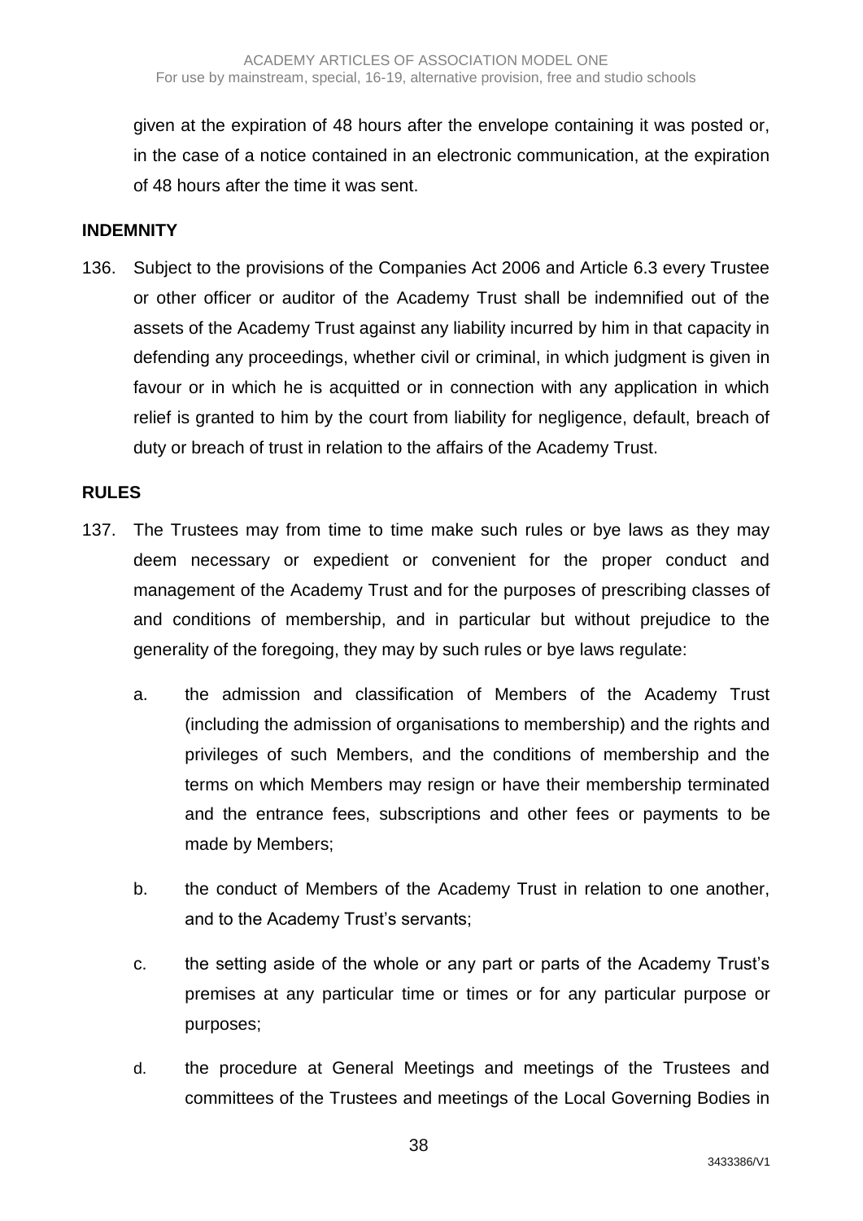given at the expiration of 48 hours after the envelope containing it was posted or, in the case of a notice contained in an electronic communication, at the expiration of 48 hours after the time it was sent.

**INDEMNITY**

136. Subject to the provisions of the Companies Act 2006 and Article 6.3 every Trustee or other officer or auditor of the Academy Trust shall be indemnified out of the assets of the Academy Trust against any liability incurred by him in that capacity in defending any proceedings, whether civil or criminal, in which judgment is given in favour or in which he is acquitted or in connection with any application in which relief is granted to him by the court from liability for negligence, default, breach of duty or breach of trust in relation to the affairs of the Academy Trust.

**RULES**

137. The Trustees may from time to time make such rules or bye laws as they may deem necessary or expedient or convenient for the proper conduct and management of the Academy Trust and for the purposes of prescribing classes of and conditions of membership, and in particular but without prejudice to the generality of the foregoing, they may by such rules or bye laws regulate:

   a. the admission and classification of Members of the Academy Trust (including the admission of organisations to membership) and the rights and privileges of such Members, and the conditions of membership and the terms on which Members may resign or have their membership terminated and the entrance fees, subscriptions and other fees or payments to be made by Members;

   b. the conduct of Members of the Academy Trust in relation to one another, and to the Academy Trust's servants;

   c. the setting aside of the whole or any part or parts of the Academy Trust's premises at any particular time or times or for any particular purpose or purposes;

   d. the procedure at General Meetings and meetings of the Trustees and committees of the Trustees and meetings of the Local Governing Bodies in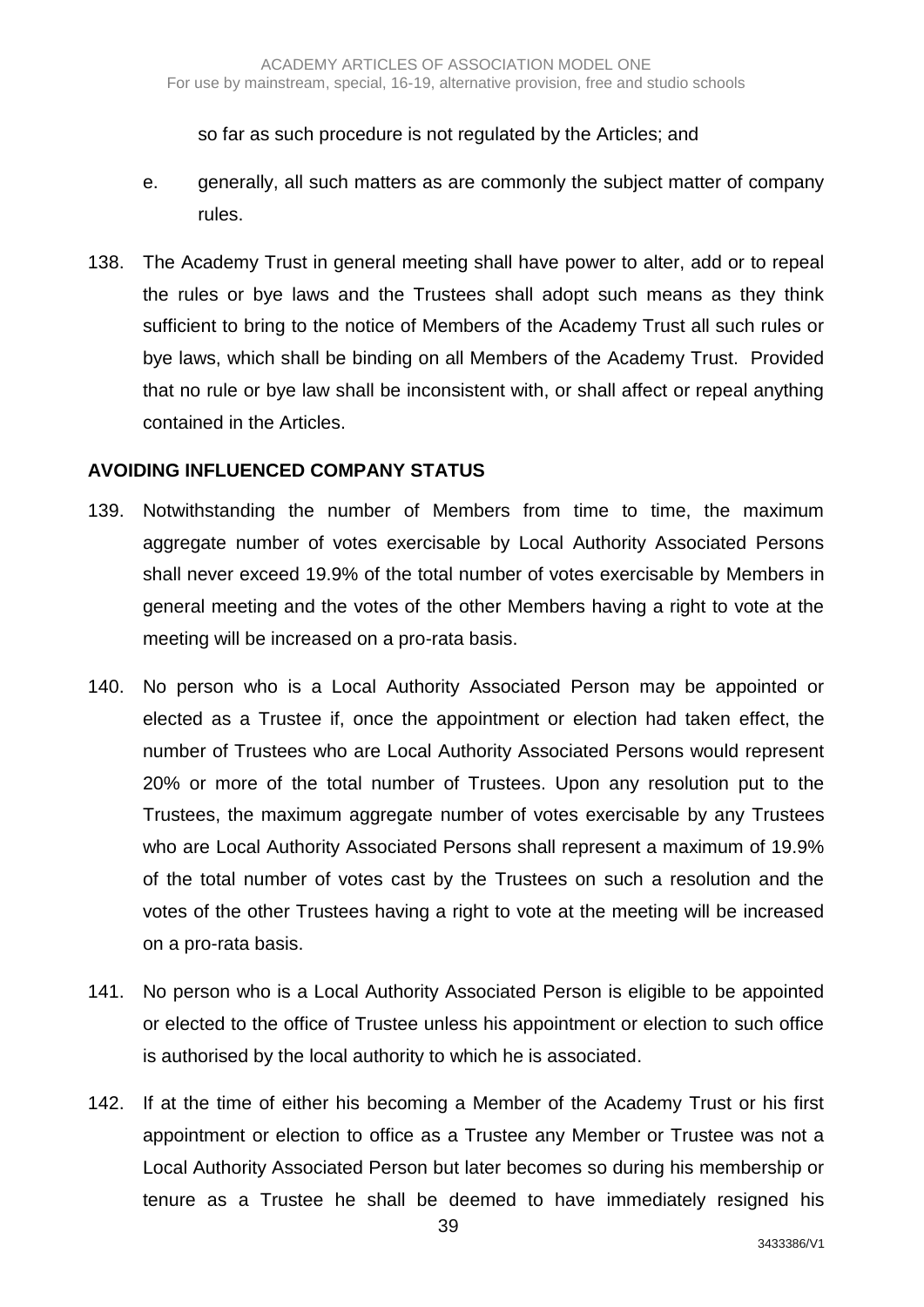so far as such procedure is not regulated by the Articles; and

e. generally, all such matters as are commonly the subject matter of company rules.

138. The Academy Trust in general meeting shall have power to alter, add or to repeal the rules or bye laws and the Trustees shall adopt such means as they think sufficient to bring to the notice of Members of the Academy Trust all such rules or bye laws, which shall be binding on all Members of the Academy Trust. Provided that no rule or bye law shall be inconsistent with, or shall affect or repeal anything contained in the Articles.

**AVOIDING INFLUENCED COMPANY STATUS**

139. Notwithstanding the number of Members from time to time, the maximum aggregate number of votes exercisable by Local Authority Associated Persons shall never exceed 19.9% of the total number of votes exercisable by Members in general meeting and the votes of the other Members having a right to vote at the meeting will be increased on a pro-rata basis.

140. No person who is a Local Authority Associated Person may be appointed or elected as a Trustee if, once the appointment or election had taken effect, the number of Trustees who are Local Authority Associated Persons would represent 20% or more of the total number of Trustees. Upon any resolution put to the Trustees, the maximum aggregate number of votes exercisable by any Trustees who are Local Authority Associated Persons shall represent a maximum of 19.9% of the total number of votes cast by the Trustees on such a resolution and the votes of the other Trustees having a right to vote at the meeting will be increased on a pro-rata basis.

141. No person who is a Local Authority Associated Person is eligible to be appointed or elected to the office of Trustee unless his appointment or election to such office is authorised by the local authority to which he is associated.

142. If at the time of either his becoming a Member of the Academy Trust or his first appointment or election to office as a Trustee any Member or Trustee was not a Local Authority Associated Person but later becomes so during his membership or tenure as a Trustee he shall be deemed to have immediately resigned his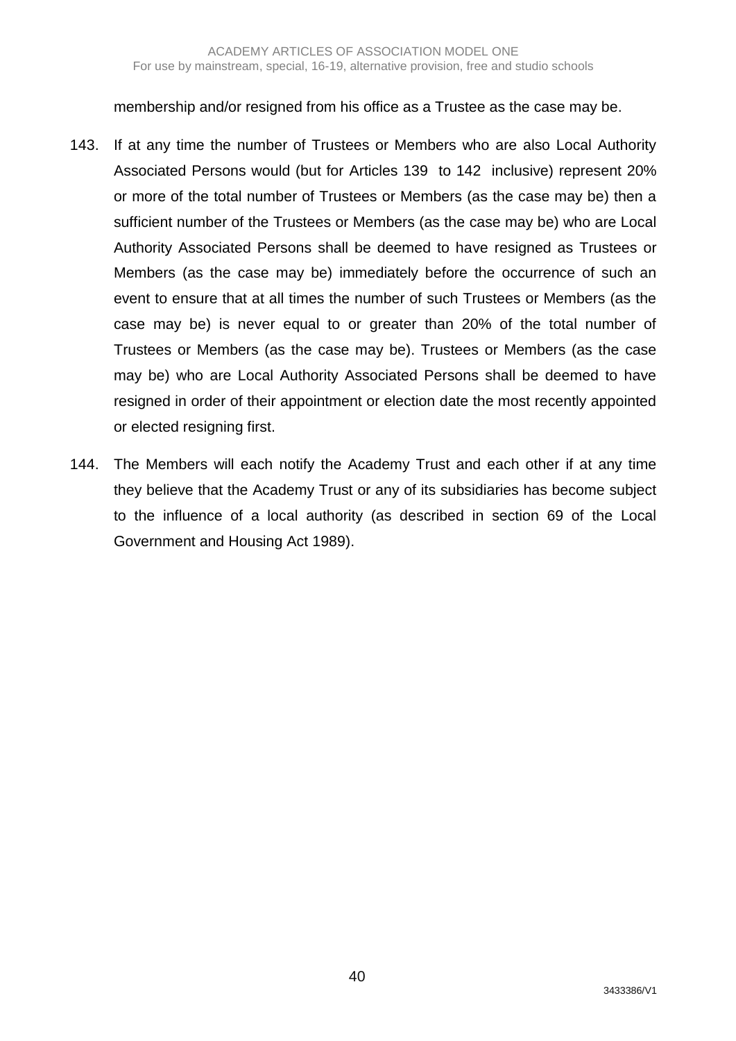membership and/or resigned from his office as a Trustee as the case may be.

143. If at any time the number of Trustees or Members who are also Local Authority Associated Persons would (but for Articles 139 to 142 inclusive) represent 20% or more of the total number of Trustees or Members (as the case may be) then a sufficient number of the Trustees or Members (as the case may be) who are Local Authority Associated Persons shall be deemed to have resigned as Trustees or Members (as the case may be) immediately before the occurrence of such an event to ensure that at all times the number of such Trustees or Members (as the case may be) is never equal to or greater than 20% of the total number of Trustees or Members (as the case may be). Trustees or Members (as the case may be) who are Local Authority Associated Persons shall be deemed to have resigned in order of their appointment or election date the most recently appointed or elected resigning first.

144. The Members will each notify the Academy Trust and each other if at any time they believe that the Academy Trust or any of its subsidiaries has become subject to the influence of a local authority (as described in section 69 of the Local Government and Housing Act 1989).